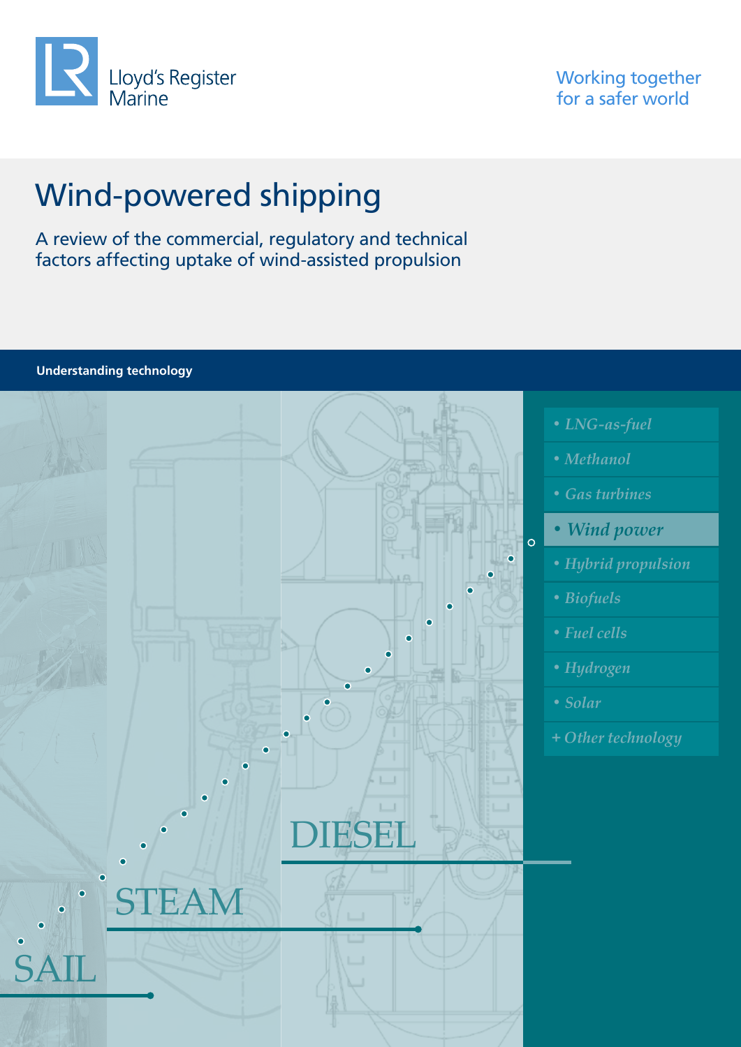Lloyd's Register Marine

Working together for a safer world

# Wind-powered shipping

A review of the commercial, regulatory and technical factors affecting uptake of wind-assisted propulsion

**Understanding technology**

- *LNG-as-fuel*
- *Methanol*
- *Gas turbines*
- ***Wind power***
- *Hybrid propulsion*
- *Biofuels*
- *Fuel cells*
- *Hydrogen*
- *Solar*
- *+ Other technology*

SAIL

STEAM

DIESEL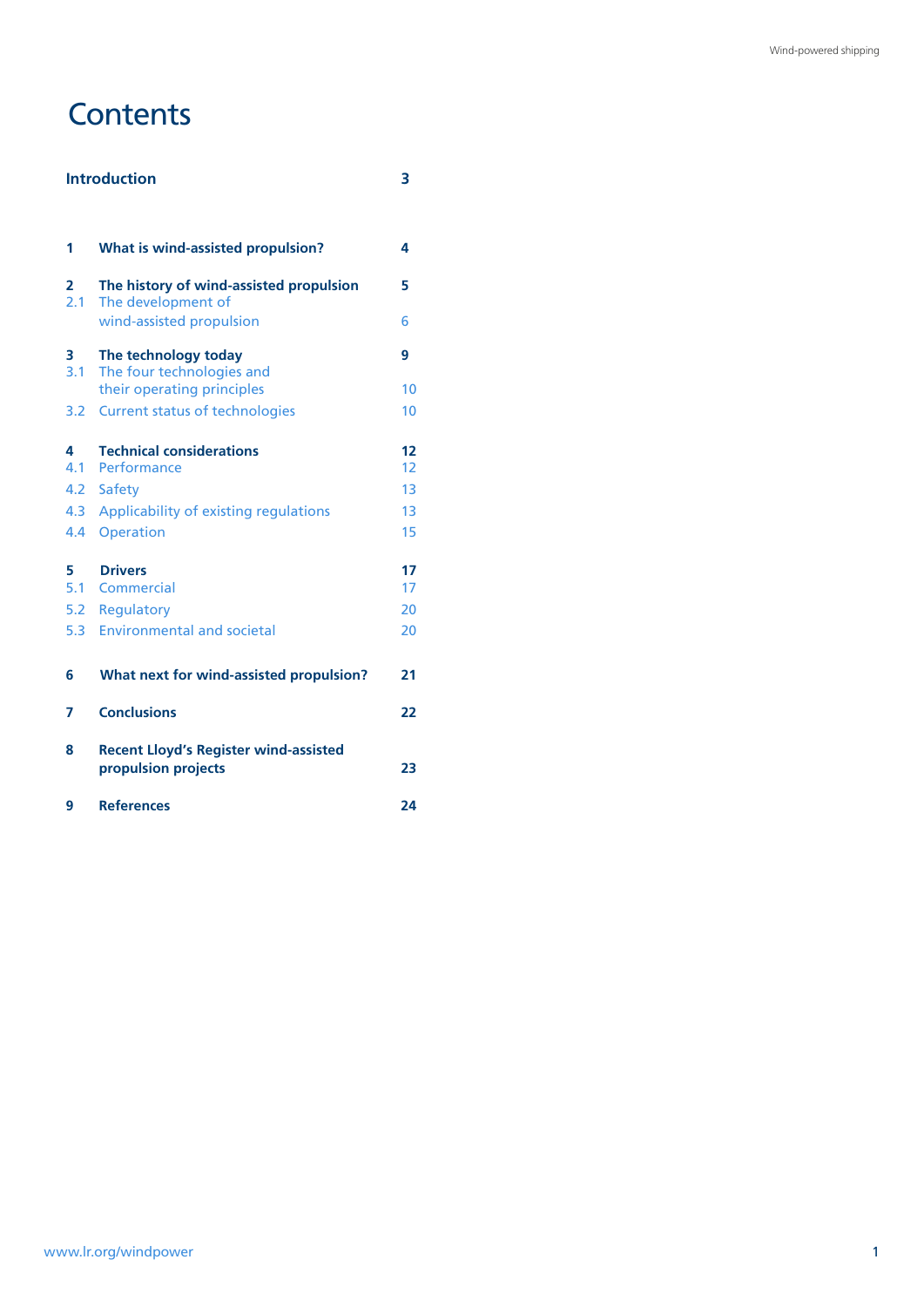# Contents

| | | |
|---|---|---|
| **Introduction** | | **3** |
| **1** | **What is wind-assisted propulsion?** | **4** |
| **2** | **The history of wind-assisted propulsion** | **5** |
| 2.1 | The development of wind-assisted propulsion | 6 |
| **3** | **The technology today** | **9** |
| 3.1 | The four technologies and their operating principles | 10 |
| 3.2 | Current status of technologies | 10 |
| **4** | **Technical considerations** | **12** |
| 4.1 | Performance | 12 |
| 4.2 | Safety | 13 |
| 4.3 | Applicability of existing regulations | 13 |
| 4.4 | Operation | 15 |
| **5** | **Drivers** | **17** |
| 5.1 | Commercial | 17 |
| 5.2 | Regulatory | 20 |
| 5.3 | Environmental and societal | 20 |
| **6** | **What next for wind-assisted propulsion?** | **21** |
| **7** | **Conclusions** | **22** |
| **8** | **Recent Lloyd's Register wind-assisted propulsion projects** | **23** |
| **9** | **References** | **24** |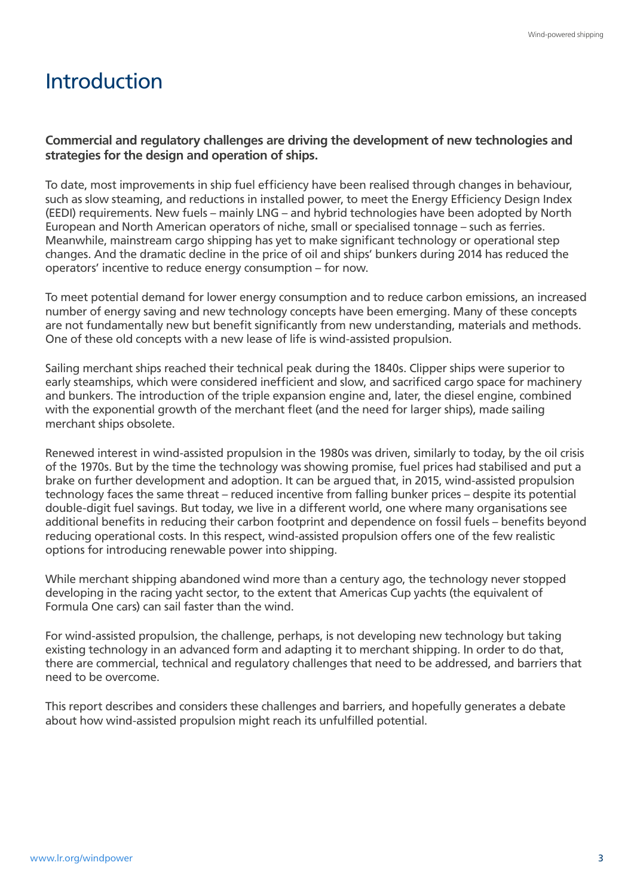# Introduction

**Commercial and regulatory challenges are driving the development of new technologies and strategies for the design and operation of ships.**

To date, most improvements in ship fuel efficiency have been realised through changes in behaviour, such as slow steaming, and reductions in installed power, to meet the Energy Efficiency Design Index (EEDI) requirements. New fuels – mainly LNG – and hybrid technologies have been adopted by North European and North American operators of niche, small or specialised tonnage – such as ferries. Meanwhile, mainstream cargo shipping has yet to make significant technology or operational step changes. And the dramatic decline in the price of oil and ships' bunkers during 2014 has reduced the operators' incentive to reduce energy consumption – for now.

To meet potential demand for lower energy consumption and to reduce carbon emissions, an increased number of energy saving and new technology concepts have been emerging. Many of these concepts are not fundamentally new but benefit significantly from new understanding, materials and methods. One of these old concepts with a new lease of life is wind-assisted propulsion.

Sailing merchant ships reached their technical peak during the 1840s. Clipper ships were superior to early steamships, which were considered inefficient and slow, and sacrificed cargo space for machinery and bunkers. The introduction of the triple expansion engine and, later, the diesel engine, combined with the exponential growth of the merchant fleet (and the need for larger ships), made sailing merchant ships obsolete.

Renewed interest in wind-assisted propulsion in the 1980s was driven, similarly to today, by the oil crisis of the 1970s. But by the time the technology was showing promise, fuel prices had stabilised and put a brake on further development and adoption. It can be argued that, in 2015, wind-assisted propulsion technology faces the same threat – reduced incentive from falling bunker prices – despite its potential double-digit fuel savings. But today, we live in a different world, one where many organisations see additional benefits in reducing their carbon footprint and dependence on fossil fuels – benefits beyond reducing operational costs. In this respect, wind-assisted propulsion offers one of the few realistic options for introducing renewable power into shipping.

While merchant shipping abandoned wind more than a century ago, the technology never stopped developing in the racing yacht sector, to the extent that Americas Cup yachts (the equivalent of Formula One cars) can sail faster than the wind.

For wind-assisted propulsion, the challenge, perhaps, is not developing new technology but taking existing technology in an advanced form and adapting it to merchant shipping. In order to do that, there are commercial, technical and regulatory challenges that need to be addressed, and barriers that need to be overcome.

This report describes and considers these challenges and barriers, and hopefully generates a debate about how wind-assisted propulsion might reach its unfulfilled potential.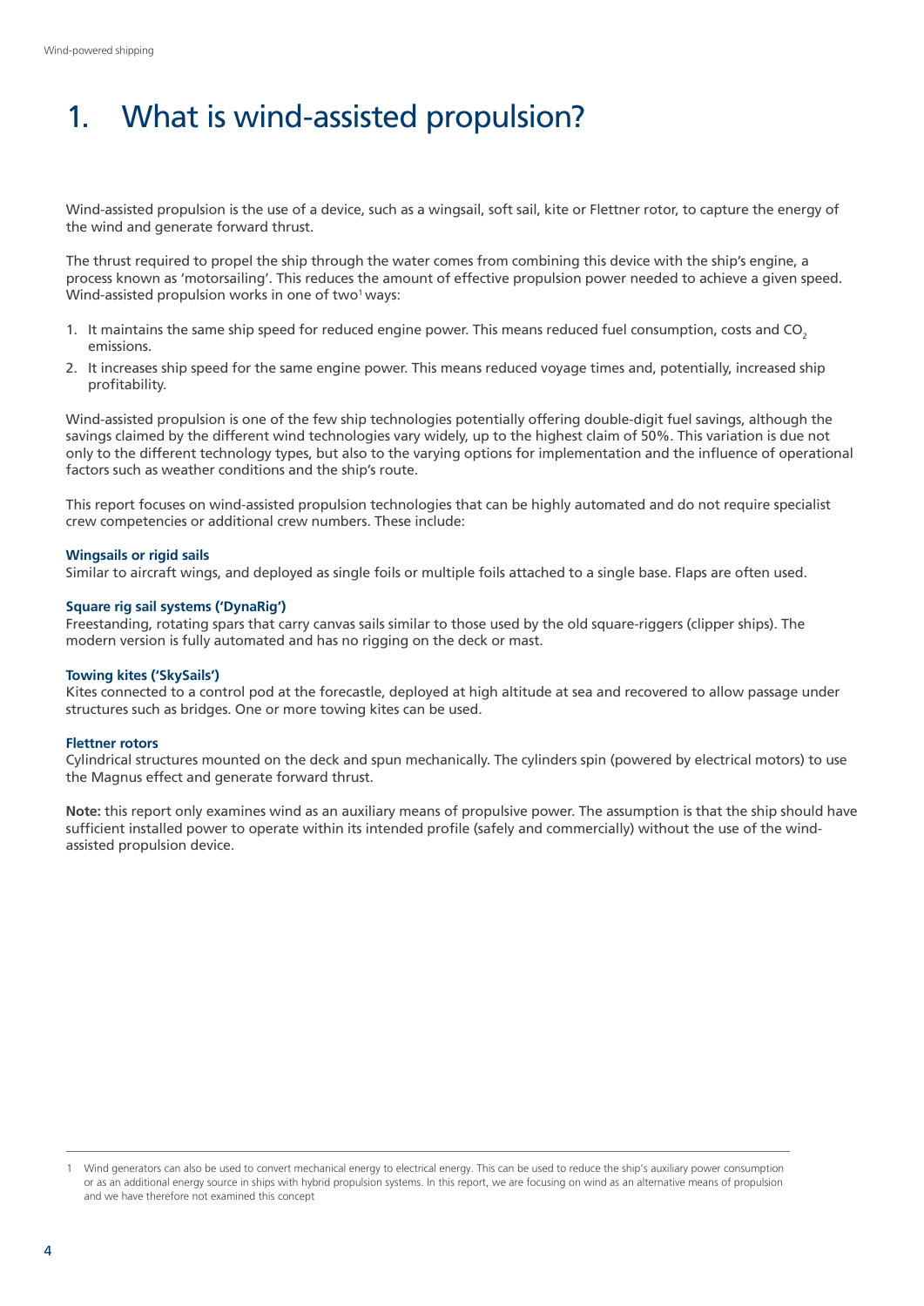# 1. What is wind-assisted propulsion?

Wind-assisted propulsion is the use of a device, such as a wingsail, soft sail, kite or Flettner rotor, to capture the energy of the wind and generate forward thrust.

The thrust required to propel the ship through the water comes from combining this device with the ship's engine, a process known as 'motorsailing'. This reduces the amount of effective propulsion power needed to achieve a given speed. Wind-assisted propulsion works in one of two[1] ways:

1. It maintains the same ship speed for reduced engine power. This means reduced fuel consumption, costs and $CO_2$ emissions.
2. It increases ship speed for the same engine power. This means reduced voyage times and, potentially, increased ship profitability.

Wind-assisted propulsion is one of the few ship technologies potentially offering double-digit fuel savings, although the savings claimed by the different wind technologies vary widely, up to the highest claim of 50%. This variation is due not only to the different technology types, but also to the varying options for implementation and the influence of operational factors such as weather conditions and the ship's route.

This report focuses on wind-assisted propulsion technologies that can be highly automated and do not require specialist crew competencies or additional crew numbers. These include:

**Wingsails or rigid sails**
Similar to aircraft wings, and deployed as single foils or multiple foils attached to a single base. Flaps are often used.

**Square rig sail systems ('DynaRig')**
Freestanding, rotating spars that carry canvas sails similar to those used by the old square-riggers (clipper ships). The modern version is fully automated and has no rigging on the deck or mast.

**Towing kites ('SkySails')**
Kites connected to a control pod at the forecastle, deployed at high altitude at sea and recovered to allow passage under structures such as bridges. One or more towing kites can be used.

**Flettner rotors**
Cylindrical structures mounted on the deck and spun mechanically. The cylinders spin (powered by electrical motors) to use the Magnus effect and generate forward thrust.

**Note:** this report only examines wind as an auxiliary means of propulsive power. The assumption is that the ship should have sufficient installed power to operate within its intended profile (safely and commercially) without the use of the wind-assisted propulsion device.

---

1 Wind generators can also be used to convert mechanical energy to electrical energy. This can be used to reduce the ship's auxiliary power consumption or as an additional energy source in ships with hybrid propulsion systems. In this report, we are focusing on wind as an alternative means of propulsion and we have therefore not examined this concept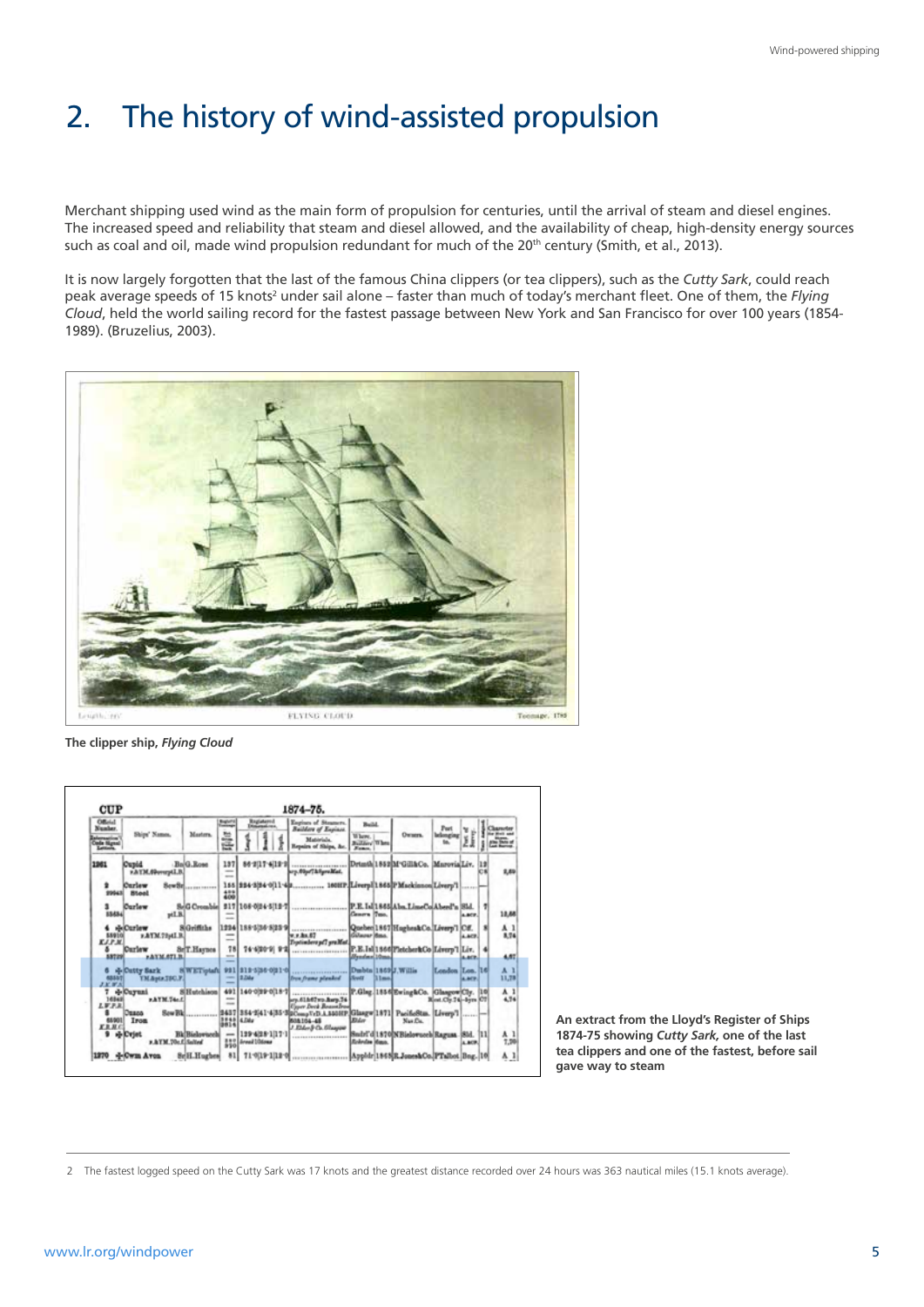# 2. The history of wind-assisted propulsion

Merchant shipping used wind as the main form of propulsion for centuries, until the arrival of steam and diesel engines. The increased speed and reliability that steam and diesel allowed, and the availability of cheap, high-density energy sources such as coal and oil, made wind propulsion redundant for much of the 20th century (Smith, et al., 2013).

It is now largely forgotten that the last of the famous China clippers (or tea clippers), such as the *Cutty Sark*, could reach peak average speeds of 15 knots[2] under sail alone – faster than much of today's merchant fleet. One of them, the *Flying Cloud*, held the world sailing record for the fastest passage between New York and San Francisco for over 100 years (1854-1989). (Bruzelius, 2003).

**The clipper ship, *Flying Cloud***

**An extract from the Lloyd's Register of Ships 1874-75 showing *Cutty Sark*, one of the last tea clippers and one of the fastest, before sail gave way to steam**

2 The fastest logged speed on the Cutty Sark was 17 knots and the greatest distance recorded over 24 hours was 363 nautical miles (15.1 knots average).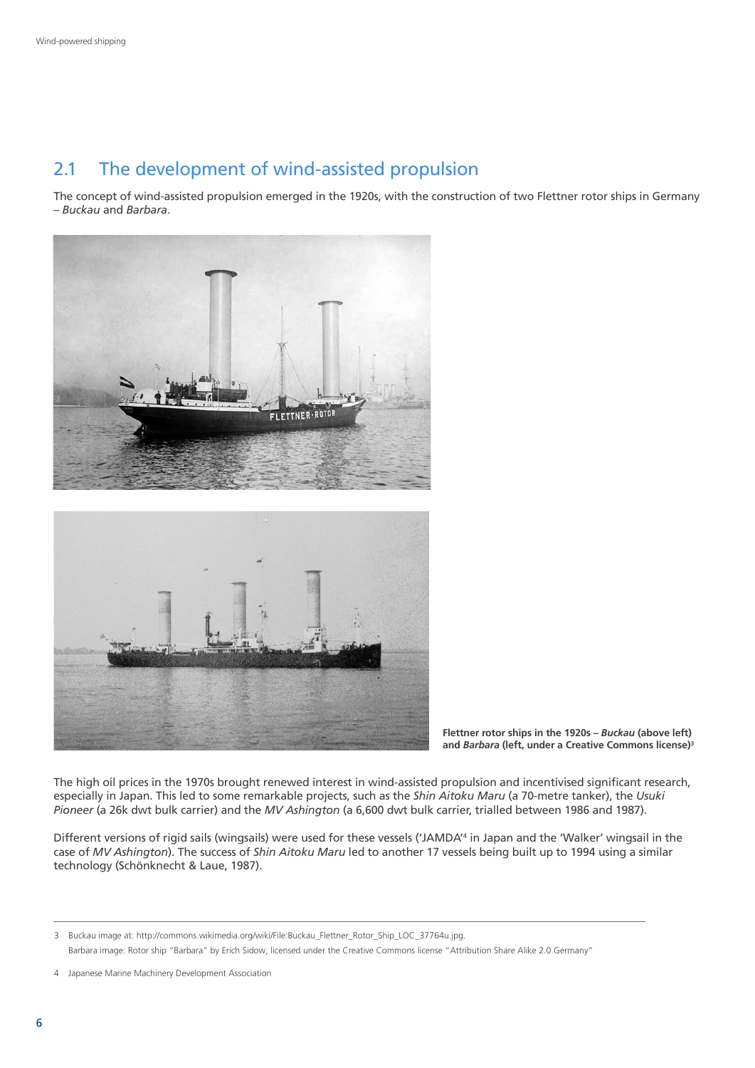## 2.1 The development of wind-assisted propulsion

The concept of wind-assisted propulsion emerged in the 1920s, with the construction of two Flettner rotor ships in Germany – *Buckau* and *Barbara*.

**Flettner rotor ships in the 1920s – *Buckau* (above left) and *Barbara* (left, under a Creative Commons license)**[3]

The high oil prices in the 1970s brought renewed interest in wind-assisted propulsion and incentivised significant research, especially in Japan. This led to some remarkable projects, such as the *Shin Aitoku Maru* (a 70-metre tanker), the *Usuki Pioneer* (a 26k dwt bulk carrier) and the *MV Ashington* (a 6,600 dwt bulk carrier, trialled between 1986 and 1987).

Different versions of rigid sails (wingsails) were used for these vessels ('JAMDA'[4] in Japan and the 'Walker' wingsail in the case of *MV Ashington*). The success of *Shin Aitoku Maru* led to another 17 vessels being built up to 1994 using a similar technology (Schönknecht & Laue, 1987).

---

3 Buckau image at: http://commons.wikimedia.org/wiki/File:Buckau_Flettner_Rotor_Ship_LOC_37764u.jpg.
Barbara image: Rotor ship "Barbara" by Erich Sidow, licensed under the Creative Commons license "Attribution Share Alike 2.0 Germany"

4 Japanese Marine Machinery Development Association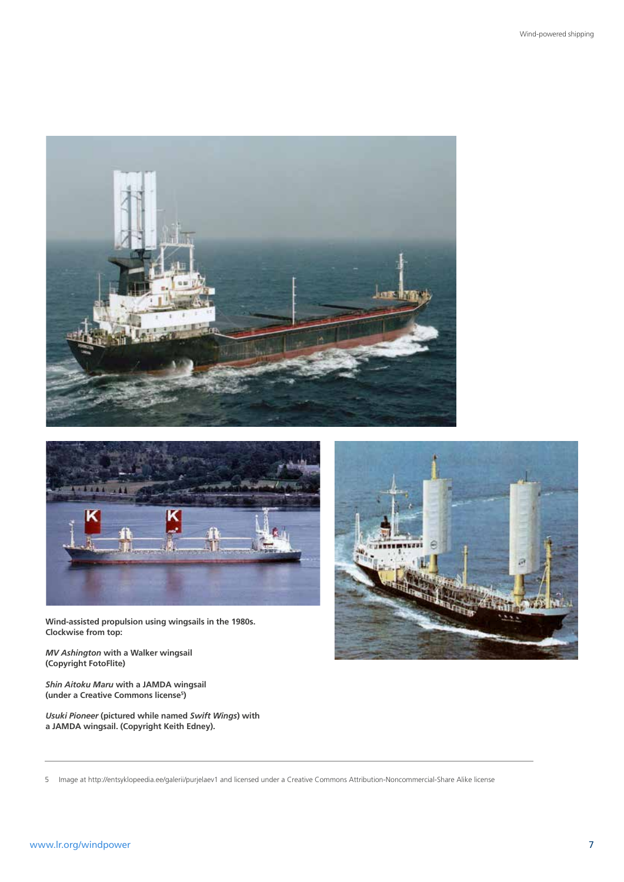**Wind-assisted propulsion using wingsails in the 1980s. Clockwise from top:**

***MV Ashington*** **with a Walker wingsail (Copyright FotoFlite)**

***Shin Aitoku Maru*** **with a JAMDA wingsail (under a Creative Commons license[5])**

***Usuki Pioneer*** **(pictured while named** ***Swift Wings*****) with a JAMDA wingsail. (Copyright Keith Edney).**

5 Image at http://entsyklopeedia.ee/galerii/purjelaev1 and licensed under a Creative Commons Attribution-Noncommercial-Share Alike license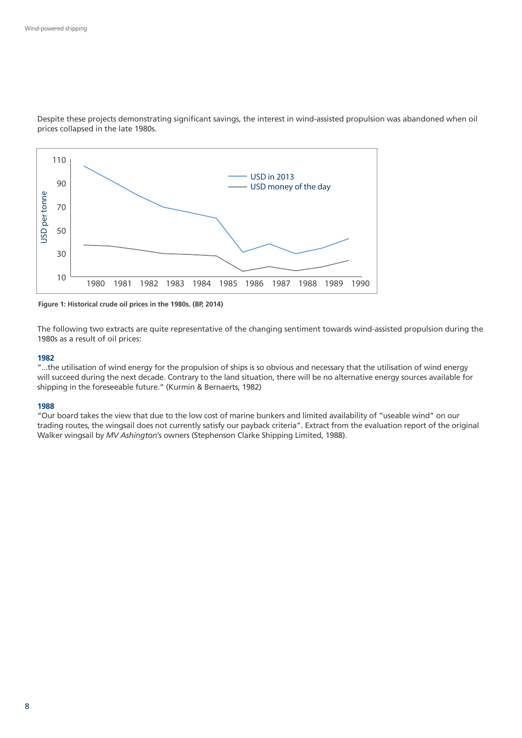Despite these projects demonstrating significant savings, the interest in wind-assisted propulsion was abandoned when oil prices collapsed in the late 1980s.

**Figure 1: Historical crude oil prices in the 1980s. (BP, 2014)**

The following two extracts are quite representative of the changing sentiment towards wind-assisted propulsion during the 1980s as a result of oil prices:

**1982**

"...the utilisation of wind energy for the propulsion of ships is so obvious and necessary that the utilisation of wind energy will succeed during the next decade. Contrary to the land situation, there will be no alternative energy sources available for shipping in the foreseeable future." (Kurmin & Bernaerts, 1982)

**1988**

"Our board takes the view that due to the low cost of marine bunkers and limited availability of "useable wind" on our trading routes, the wingsail does not currently satisfy our payback criteria". Extract from the evaluation report of the original Walker wingsail by *MV Ashington*'s owners (Stephenson Clarke Shipping Limited, 1988).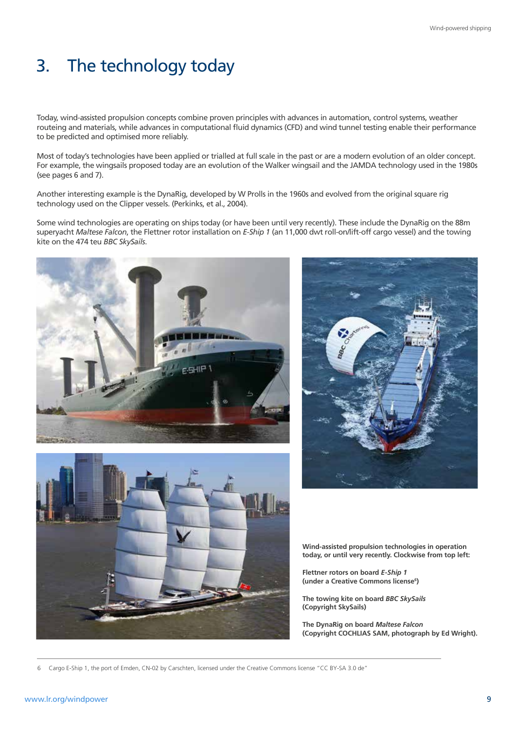# 3. The technology today

Today, wind-assisted propulsion concepts combine proven principles with advances in automation, control systems, weather routeing and materials, while advances in computational fluid dynamics (CFD) and wind tunnel testing enable their performance to be predicted and optimised more reliably.

Most of today's technologies have been applied or trialled at full scale in the past or are a modern evolution of an older concept. For example, the wingsails proposed today are an evolution of the Walker wingsail and the JAMDA technology used in the 1980s (see pages 6 and 7).

Another interesting example is the DynaRig, developed by W Prolls in the 1960s and evolved from the original square rig technology used on the Clipper vessels. (Perkinks, et al., 2004).

Some wind technologies are operating on ships today (or have been until very recently). These include the DynaRig on the 88m superyacht *Maltese Falcon*, the Flettner rotor installation on *E-Ship 1* (an 11,000 dwt roll-on/lift-off cargo vessel) and the towing kite on the 474 teu *BBC SkySails*.

**Wind-assisted propulsion technologies in operation today, or until very recently. Clockwise from top left:**

**Flettner rotors on board *E-Ship 1* (under a Creative Commons license[6])**

**The towing kite on board *BBC SkySails* (Copyright SkySails)**

**The DynaRig on board *Maltese Falcon* (Copyright COCHLIAS SAM, photograph by Ed Wright).**

6 Cargo E-Ship 1, the port of Emden, CN-02 by Carschten, licensed under the Creative Commons license "CC BY-SA 3.0 de"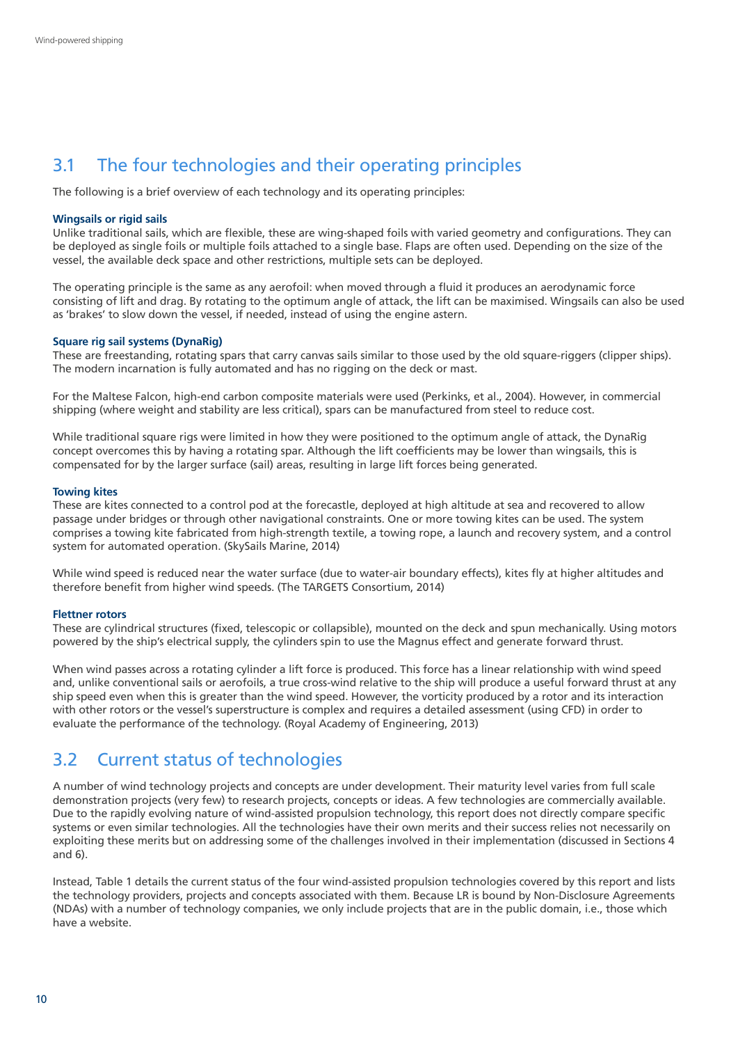## 3.1 The four technologies and their operating principles

The following is a brief overview of each technology and its operating principles:

**Wingsails or rigid sails**

Unlike traditional sails, which are flexible, these are wing-shaped foils with varied geometry and configurations. They can be deployed as single foils or multiple foils attached to a single base. Flaps are often used. Depending on the size of the vessel, the available deck space and other restrictions, multiple sets can be deployed.

The operating principle is the same as any aerofoil: when moved through a fluid it produces an aerodynamic force consisting of lift and drag. By rotating to the optimum angle of attack, the lift can be maximised. Wingsails can also be used as 'brakes' to slow down the vessel, if needed, instead of using the engine astern.

**Square rig sail systems (DynaRig)**

These are freestanding, rotating spars that carry canvas sails similar to those used by the old square-riggers (clipper ships). The modern incarnation is fully automated and has no rigging on the deck or mast.

For the Maltese Falcon, high-end carbon composite materials were used (Perkinks, et al., 2004). However, in commercial shipping (where weight and stability are less critical), spars can be manufactured from steel to reduce cost.

While traditional square rigs were limited in how they were positioned to the optimum angle of attack, the DynaRig concept overcomes this by having a rotating spar. Although the lift coefficients may be lower than wingsails, this is compensated for by the larger surface (sail) areas, resulting in large lift forces being generated.

**Towing kites**

These are kites connected to a control pod at the forecastle, deployed at high altitude at sea and recovered to allow passage under bridges or through other navigational constraints. One or more towing kites can be used. The system comprises a towing kite fabricated from high-strength textile, a towing rope, a launch and recovery system, and a control system for automated operation. (SkySails Marine, 2014)

While wind speed is reduced near the water surface (due to water-air boundary effects), kites fly at higher altitudes and therefore benefit from higher wind speeds. (The TARGETS Consortium, 2014)

**Flettner rotors**

These are cylindrical structures (fixed, telescopic or collapsible), mounted on the deck and spun mechanically. Using motors powered by the ship's electrical supply, the cylinders spin to use the Magnus effect and generate forward thrust.

When wind passes across a rotating cylinder a lift force is produced. This force has a linear relationship with wind speed and, unlike conventional sails or aerofoils, a true cross-wind relative to the ship will produce a useful forward thrust at any ship speed even when this is greater than the wind speed. However, the vorticity produced by a rotor and its interaction with other rotors or the vessel's superstructure is complex and requires a detailed assessment (using CFD) in order to evaluate the performance of the technology. (Royal Academy of Engineering, 2013)

## 3.2 Current status of technologies

A number of wind technology projects and concepts are under development. Their maturity level varies from full scale demonstration projects (very few) to research projects, concepts or ideas. A few technologies are commercially available. Due to the rapidly evolving nature of wind-assisted propulsion technology, this report does not directly compare specific systems or even similar technologies. All the technologies have their own merits and their success relies not necessarily on exploiting these merits but on addressing some of the challenges involved in their implementation (discussed in Sections 4 and 6).

Instead, Table 1 details the current status of the four wind-assisted propulsion technologies covered by this report and lists the technology providers, projects and concepts associated with them. Because LR is bound by Non-Disclosure Agreements (NDAs) with a number of technology companies, we only include projects that are in the public domain, i.e., those which have a website.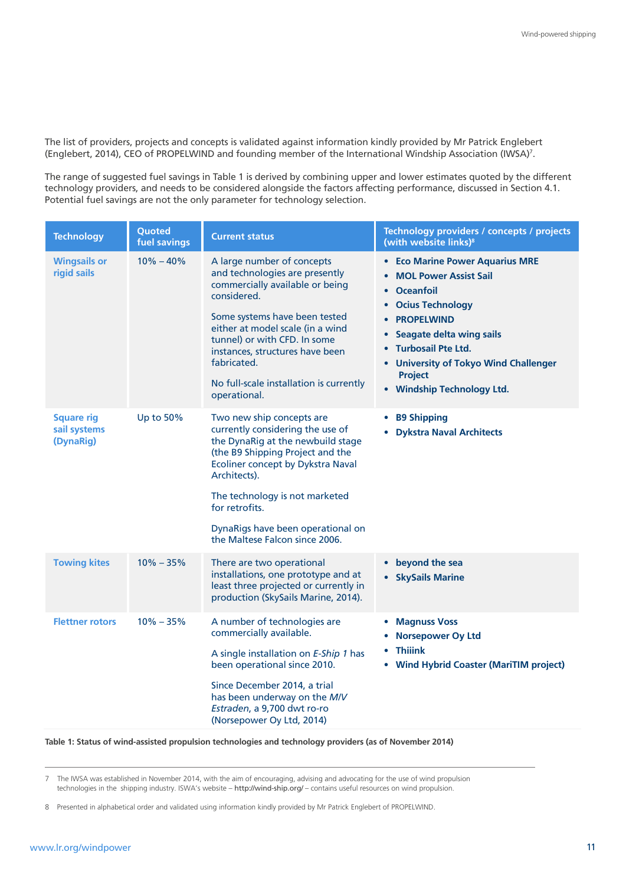The list of providers, projects and concepts is validated against information kindly provided by Mr Patrick Englebert (Englebert, 2014), CEO of PROPELWIND and founding member of the International Windship Association (IWSA)[7].

The range of suggested fuel savings in Table 1 is derived by combining upper and lower estimates quoted by the different technology providers, and needs to be considered alongside the factors affecting performance, discussed in Section 4.1. Potential fuel savings are not the only parameter for technology selection.

| Technology | Quoted fuel savings | Current status | Technology providers / concepts / projects (with website links)[8] |
|---|---|---|---|
| **Wingsails or rigid sails** | 10% – 40% | A large number of concepts and technologies are presently commercially available or being considered.<br><br>Some systems have been tested either at model scale (in a wind tunnel) or with CFD. In some instances, structures have been fabricated.<br><br>No full-scale installation is currently operational. | • **Eco Marine Power Aquarius MRE**<br>• **MOL Power Assist Sail**<br>• **Oceanfoil**<br>• **Ocius Technology**<br>• **PROPELWIND**<br>• **Seagate delta wing sails**<br>• **Turbosail Pte Ltd.**<br>• **University of Tokyo Wind Challenger Project**<br>• **Windship Technology Ltd.** |
| **Square rig sail systems (DynaRig)** | Up to 50% | Two new ship concepts are currently considering the use of the DynaRig at the newbuild stage (the B9 Shipping Project and the Ecoliner concept by Dykstra Naval Architects).<br><br>The technology is not marketed for retrofits.<br><br>DynaRigs have been operational on the Maltese Falcon since 2006. | • **B9 Shipping**<br>• **Dykstra Naval Architects** |
| **Towing kites** | 10% – 35% | There are two operational installations, one prototype and at least three projected or currently in production (SkySails Marine, 2014). | • **beyond the sea**<br>• **SkySails Marine** |
| **Flettner rotors** | 10% – 35% | A number of technologies are commercially available.<br><br>A single installation on *E-Ship 1* has been operational since 2010.<br><br>Since December 2014, a trial has been underway on the *M/V Estraden*, a 9,700 dwt ro-ro (Norsepower Oy Ltd, 2014) | • **Magnuss Voss**<br>• **Norsepower Oy Ltd**<br>• **Thiiink**<br>• **Wind Hybrid Coaster (MariTIM project)** |

**Table 1: Status of wind-assisted propulsion technologies and technology providers (as of November 2014)**

---

7 The IWSA was established in November 2014, with the aim of encouraging, advising and advocating for the use of wind propulsion technologies in the shipping industry. ISWA's website – http://wind-ship.org/ – contains useful resources on wind propulsion.

8 Presented in alphabetical order and validated using information kindly provided by Mr Patrick Englebert of PROPELWIND.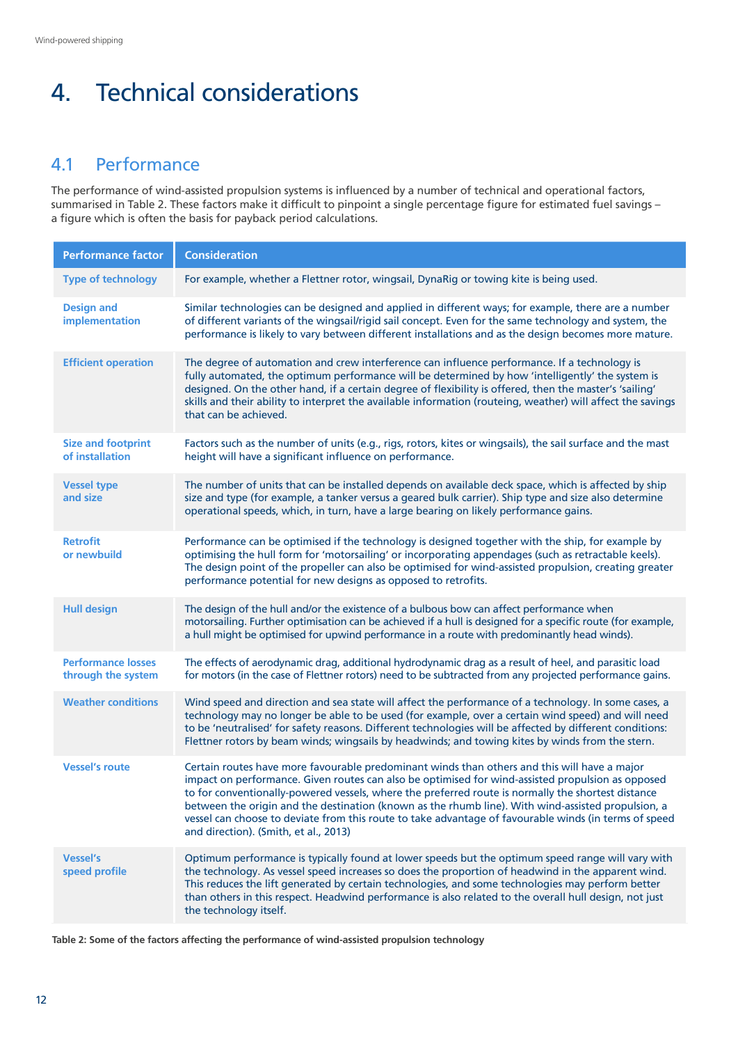# 4. Technical considerations

## 4.1 Performance

The performance of wind-assisted propulsion systems is influenced by a number of technical and operational factors, summarised in Table 2. These factors make it difficult to pinpoint a single percentage figure for estimated fuel savings – a figure which is often the basis for payback period calculations.

| Performance factor | Consideration |
|---|---|
| **Type of technology** | For example, whether a Flettner rotor, wingsail, DynaRig or towing kite is being used. |
| **Design and implementation** | Similar technologies can be designed and applied in different ways; for example, there are a number of different variants of the wingsail/rigid sail concept. Even for the same technology and system, the performance is likely to vary between different installations and as the design becomes more mature. |
| **Efficient operation** | The degree of automation and crew interference can influence performance. If a technology is fully automated, the optimum performance will be determined by how 'intelligently' the system is designed. On the other hand, if a certain degree of flexibility is offered, then the master's 'sailing' skills and their ability to interpret the available information (routeing, weather) will affect the savings that can be achieved. |
| **Size and footprint of installation** | Factors such as the number of units (e.g., rigs, rotors, kites or wingsails), the sail surface and the mast height will have a significant influence on performance. |
| **Vessel type and size** | The number of units that can be installed depends on available deck space, which is affected by ship size and type (for example, a tanker versus a geared bulk carrier). Ship type and size also determine operational speeds, which, in turn, have a large bearing on likely performance gains. |
| **Retrofit or newbuild** | Performance can be optimised if the technology is designed together with the ship, for example by optimising the hull form for 'motorsailing' or incorporating appendages (such as retractable keels). The design point of the propeller can also be optimised for wind-assisted propulsion, creating greater performance potential for new designs as opposed to retrofits. |
| **Hull design** | The design of the hull and/or the existence of a bulbous bow can affect performance when motorsailing. Further optimisation can be achieved if a hull is designed for a specific route (for example, a hull might be optimised for upwind performance in a route with predominantly head winds). |
| **Performance losses through the system** | The effects of aerodynamic drag, additional hydrodynamic drag as a result of heel, and parasitic load for motors (in the case of Flettner rotors) need to be subtracted from any projected performance gains. |
| **Weather conditions** | Wind speed and direction and sea state will affect the performance of a technology. In some cases, a technology may no longer be able to be used (for example, over a certain wind speed) and will need to be 'neutralised' for safety reasons. Different technologies will be affected by different conditions: Flettner rotors by beam winds; wingsails by headwinds; and towing kites by winds from the stern. |
| **Vessel's route** | Certain routes have more favourable predominant winds than others and this will have a major impact on performance. Given routes can also be optimised for wind-assisted propulsion as opposed to for conventionally-powered vessels, where the preferred route is normally the shortest distance between the origin and the destination (known as the rhumb line). With wind-assisted propulsion, a vessel can choose to deviate from this route to take advantage of favourable winds (in terms of speed and direction). (Smith, et al., 2013) |
| **Vessel's speed profile** | Optimum performance is typically found at lower speeds but the optimum speed range will vary with the technology. As vessel speed increases so does the proportion of headwind in the apparent wind. This reduces the lift generated by certain technologies, and some technologies may perform better than others in this respect. Headwind performance is also related to the overall hull design, not just the technology itself. |

**Table 2: Some of the factors affecting the performance of wind-assisted propulsion technology**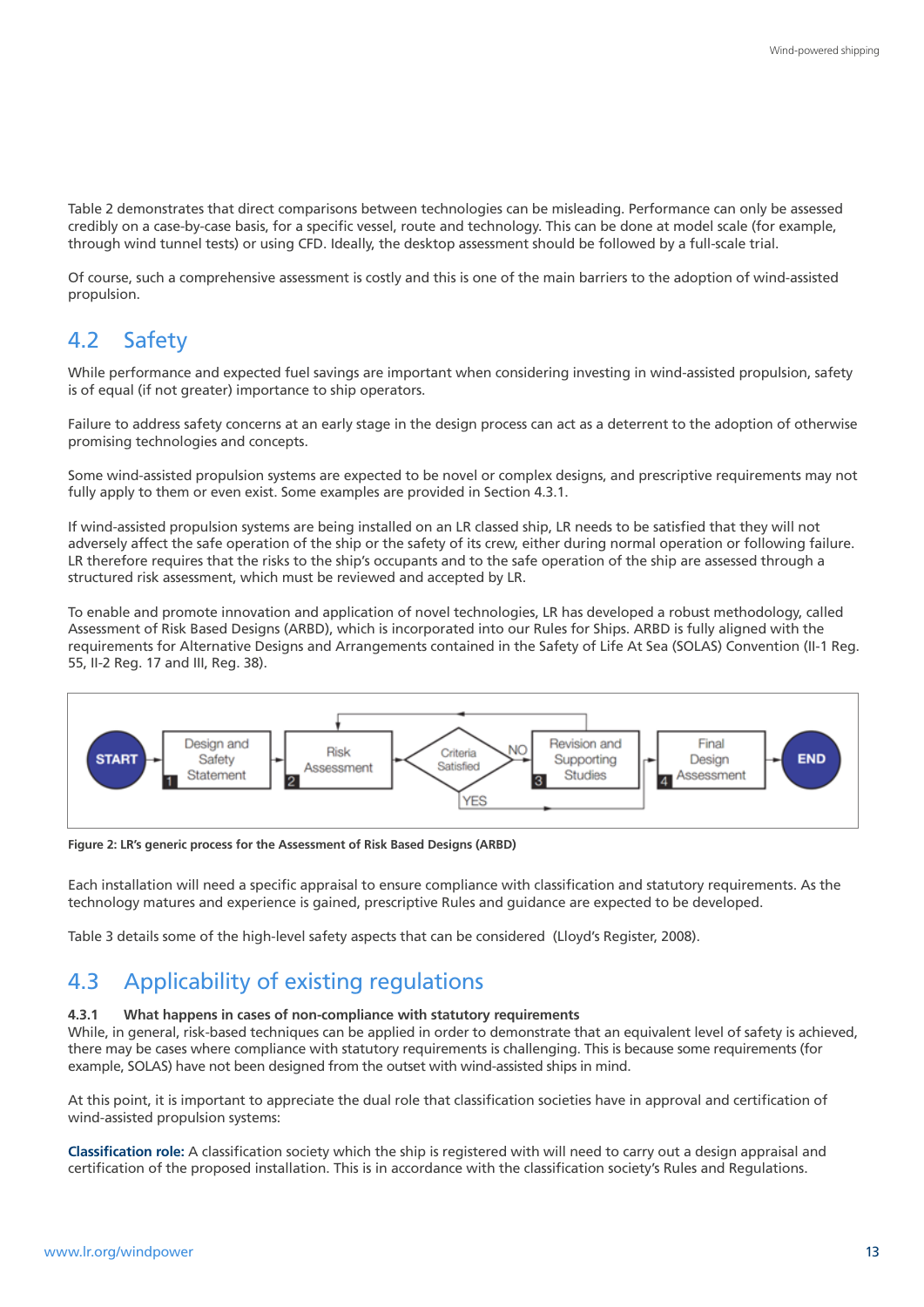Table 2 demonstrates that direct comparisons between technologies can be misleading. Performance can only be assessed credibly on a case-by-case basis, for a specific vessel, route and technology. This can be done at model scale (for example, through wind tunnel tests) or using CFD. Ideally, the desktop assessment should be followed by a full-scale trial.

Of course, such a comprehensive assessment is costly and this is one of the main barriers to the adoption of wind-assisted propulsion.

## 4.2 Safety

While performance and expected fuel savings are important when considering investing in wind-assisted propulsion, safety is of equal (if not greater) importance to ship operators.

Failure to address safety concerns at an early stage in the design process can act as a deterrent to the adoption of otherwise promising technologies and concepts.

Some wind-assisted propulsion systems are expected to be novel or complex designs, and prescriptive requirements may not fully apply to them or even exist. Some examples are provided in Section 4.3.1.

If wind-assisted propulsion systems are being installed on an LR classed ship, LR needs to be satisfied that they will not adversely affect the safe operation of the ship or the safety of its crew, either during normal operation or following failure. LR therefore requires that the risks to the ship's occupants and to the safe operation of the ship are assessed through a structured risk assessment, which must be reviewed and accepted by LR.

To enable and promote innovation and application of novel technologies, LR has developed a robust methodology, called Assessment of Risk Based Designs (ARBD), which is incorporated into our Rules for Ships. ARBD is fully aligned with the requirements for Alternative Designs and Arrangements contained in the Safety of Life At Sea (SOLAS) Convention (II-1 Reg. 55, II-2 Reg. 17 and III, Reg. 38).

START → 1 Design and Safety Statement → 2 Risk Assessment → Criteria Satisfied? — NO → 3 Revision and Supporting Studies → (back to Risk Assessment); YES → 4 Final Design Assessment → END

**Figure 2: LR's generic process for the Assessment of Risk Based Designs (ARBD)**

Each installation will need a specific appraisal to ensure compliance with classification and statutory requirements. As the technology matures and experience is gained, prescriptive Rules and guidance are expected to be developed.

Table 3 details some of the high-level safety aspects that can be considered (Lloyd's Register, 2008).

## 4.3 Applicability of existing regulations

### 4.3.1 What happens in cases of non-compliance with statutory requirements

While, in general, risk-based techniques can be applied in order to demonstrate that an equivalent level of safety is achieved, there may be cases where compliance with statutory requirements is challenging. This is because some requirements (for example, SOLAS) have not been designed from the outset with wind-assisted ships in mind.

At this point, it is important to appreciate the dual role that classification societies have in approval and certification of wind-assisted propulsion systems:

**Classification role:** A classification society which the ship is registered with will need to carry out a design appraisal and certification of the proposed installation. This is in accordance with the classification society's Rules and Regulations.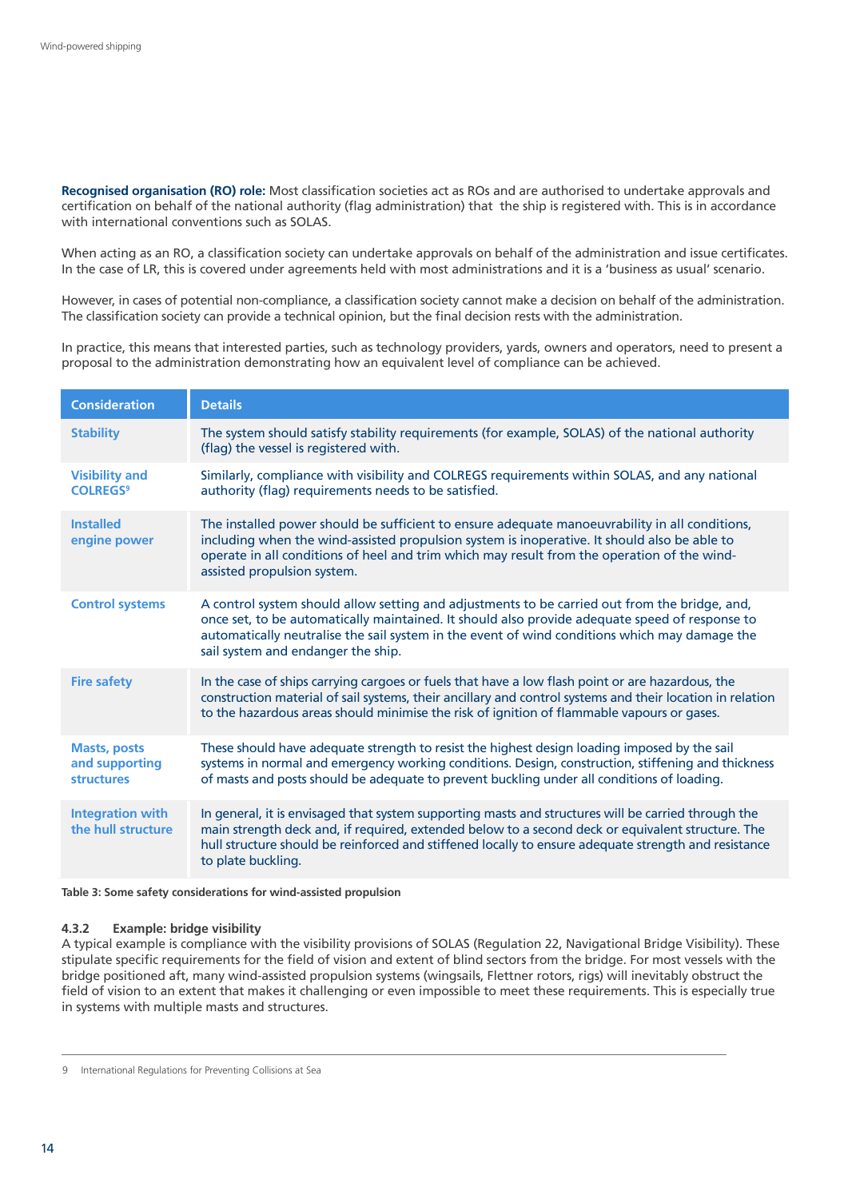**Recognised organisation (RO) role:** Most classification societies act as ROs and are authorised to undertake approvals and certification on behalf of the national authority (flag administration) that the ship is registered with. This is in accordance with international conventions such as SOLAS.

When acting as an RO, a classification society can undertake approvals on behalf of the administration and issue certificates. In the case of LR, this is covered under agreements held with most administrations and it is a 'business as usual' scenario.

However, in cases of potential non-compliance, a classification society cannot make a decision on behalf of the administration. The classification society can provide a technical opinion, but the final decision rests with the administration.

In practice, this means that interested parties, such as technology providers, yards, owners and operators, need to present a proposal to the administration demonstrating how an equivalent level of compliance can be achieved.

| Consideration | Details |
|---|---|
| **Stability** | The system should satisfy stability requirements (for example, SOLAS) of the national authority (flag) the vessel is registered with. |
| **Visibility and COLREGS**[9] | Similarly, compliance with visibility and COLREGS requirements within SOLAS, and any national authority (flag) requirements needs to be satisfied. |
| **Installed engine power** | The installed power should be sufficient to ensure adequate manoeuvrability in all conditions, including when the wind-assisted propulsion system is inoperative. It should also be able to operate in all conditions of heel and trim which may result from the operation of the wind-assisted propulsion system. |
| **Control systems** | A control system should allow setting and adjustments to be carried out from the bridge, and, once set, to be automatically maintained. It should also provide adequate speed of response to automatically neutralise the sail system in the event of wind conditions which may damage the sail system and endanger the ship. |
| **Fire safety** | In the case of ships carrying cargoes or fuels that have a low flash point or are hazardous, the construction material of sail systems, their ancillary and control systems and their location in relation to the hazardous areas should minimise the risk of ignition of flammable vapours or gases. |
| **Masts, posts and supporting structures** | These should have adequate strength to resist the highest design loading imposed by the sail systems in normal and emergency working conditions. Design, construction, stiffening and thickness of masts and posts should be adequate to prevent buckling under all conditions of loading. |
| **Integration with the hull structure** | In general, it is envisaged that system supporting masts and structures will be carried through the main strength deck and, if required, extended below to a second deck or equivalent structure. The hull structure should be reinforced and stiffened locally to ensure adequate strength and resistance to plate buckling. |

**Table 3: Some safety considerations for wind-assisted propulsion**

#### 4.3.2 Example: bridge visibility

A typical example is compliance with the visibility provisions of SOLAS (Regulation 22, Navigational Bridge Visibility). These stipulate specific requirements for the field of vision and extent of blind sectors from the bridge. For most vessels with the bridge positioned aft, many wind-assisted propulsion systems (wingsails, Flettner rotors, rigs) will inevitably obstruct the field of vision to an extent that makes it challenging or even impossible to meet these requirements. This is especially true in systems with multiple masts and structures.

---

9 International Regulations for Preventing Collisions at Sea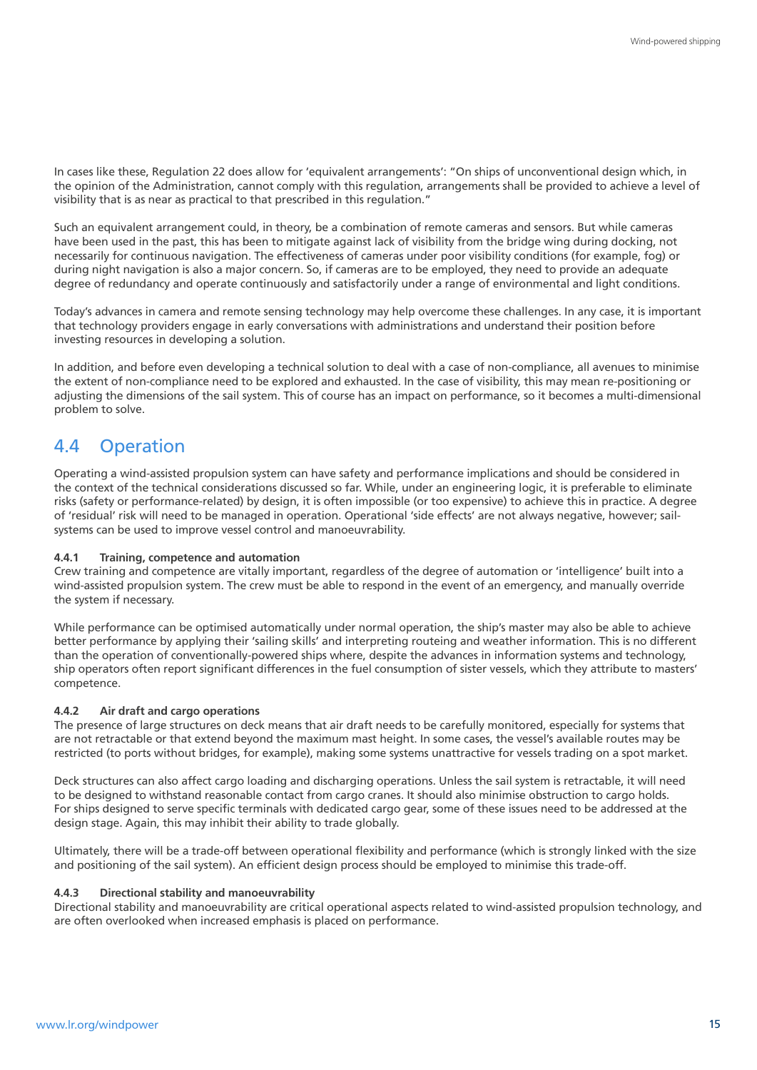In cases like these, Regulation 22 does allow for 'equivalent arrangements': "On ships of unconventional design which, in the opinion of the Administration, cannot comply with this regulation, arrangements shall be provided to achieve a level of visibility that is as near as practical to that prescribed in this regulation."

Such an equivalent arrangement could, in theory, be a combination of remote cameras and sensors. But while cameras have been used in the past, this has been to mitigate against lack of visibility from the bridge wing during docking, not necessarily for continuous navigation. The effectiveness of cameras under poor visibility conditions (for example, fog) or during night navigation is also a major concern. So, if cameras are to be employed, they need to provide an adequate degree of redundancy and operate continuously and satisfactorily under a range of environmental and light conditions.

Today's advances in camera and remote sensing technology may help overcome these challenges. In any case, it is important that technology providers engage in early conversations with administrations and understand their position before investing resources in developing a solution.

In addition, and before even developing a technical solution to deal with a case of non-compliance, all avenues to minimise the extent of non-compliance need to be explored and exhausted. In the case of visibility, this may mean re-positioning or adjusting the dimensions of the sail system. This of course has an impact on performance, so it becomes a multi-dimensional problem to solve.

## 4.4 Operation

Operating a wind-assisted propulsion system can have safety and performance implications and should be considered in the context of the technical considerations discussed so far. While, under an engineering logic, it is preferable to eliminate risks (safety or performance-related) by design, it is often impossible (or too expensive) to achieve this in practice. A degree of 'residual' risk will need to be managed in operation. Operational 'side effects' are not always negative, however; sail-systems can be used to improve vessel control and manoeuvrability.

#### 4.4.1 Training, competence and automation

Crew training and competence are vitally important, regardless of the degree of automation or 'intelligence' built into a wind-assisted propulsion system. The crew must be able to respond in the event of an emergency, and manually override the system if necessary.

While performance can be optimised automatically under normal operation, the ship's master may also be able to achieve better performance by applying their 'sailing skills' and interpreting routeing and weather information. This is no different than the operation of conventionally-powered ships where, despite the advances in information systems and technology, ship operators often report significant differences in the fuel consumption of sister vessels, which they attribute to masters' competence.

#### 4.4.2 Air draft and cargo operations

The presence of large structures on deck means that air draft needs to be carefully monitored, especially for systems that are not retractable or that extend beyond the maximum mast height. In some cases, the vessel's available routes may be restricted (to ports without bridges, for example), making some systems unattractive for vessels trading on a spot market.

Deck structures can also affect cargo loading and discharging operations. Unless the sail system is retractable, it will need to be designed to withstand reasonable contact from cargo cranes. It should also minimise obstruction to cargo holds. For ships designed to serve specific terminals with dedicated cargo gear, some of these issues need to be addressed at the design stage. Again, this may inhibit their ability to trade globally.

Ultimately, there will be a trade-off between operational flexibility and performance (which is strongly linked with the size and positioning of the sail system). An efficient design process should be employed to minimise this trade-off.

#### 4.4.3 Directional stability and manoeuvrability

Directional stability and manoeuvrability are critical operational aspects related to wind-assisted propulsion technology, and are often overlooked when increased emphasis is placed on performance.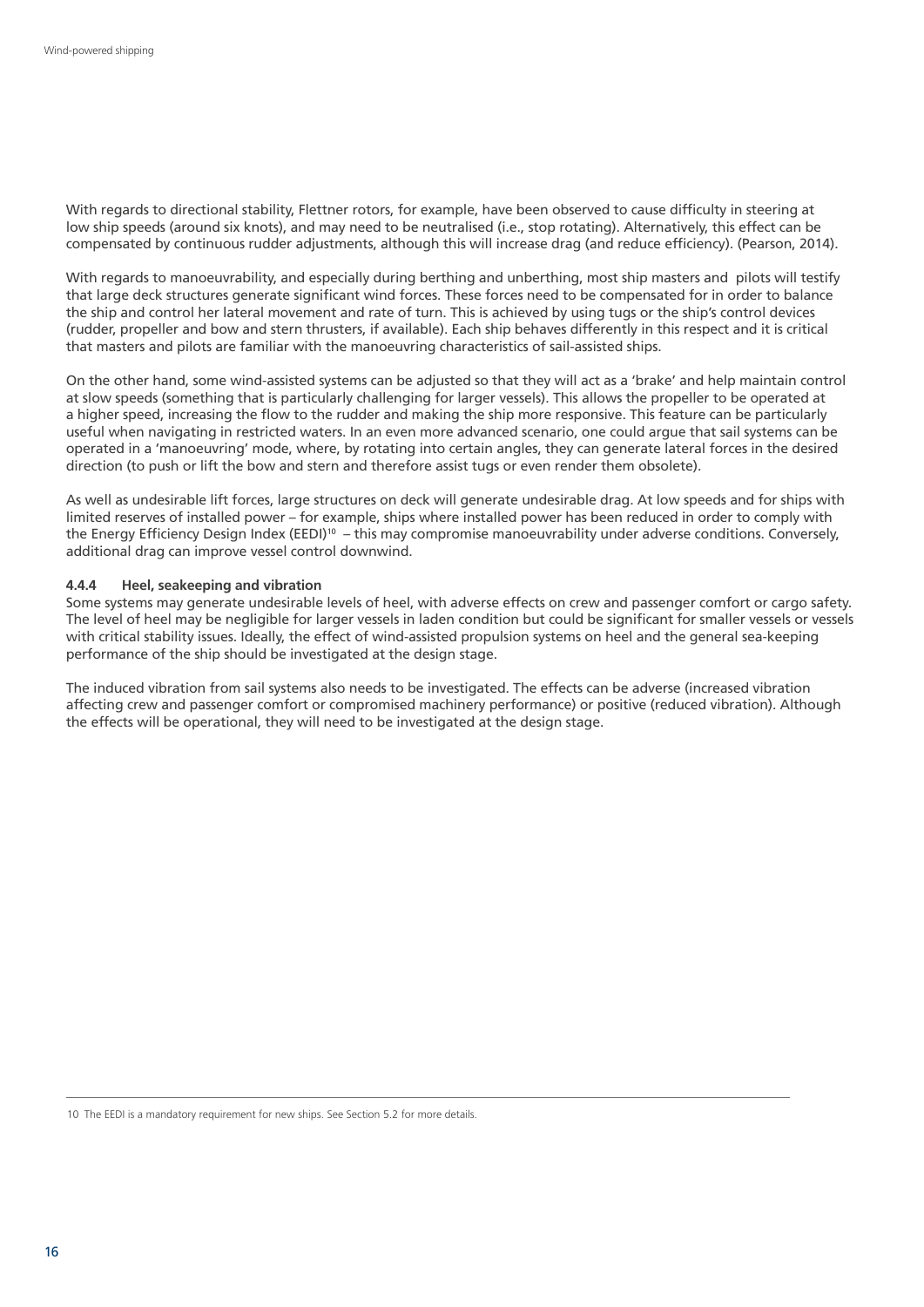With regards to directional stability, Flettner rotors, for example, have been observed to cause difficulty in steering at low ship speeds (around six knots), and may need to be neutralised (i.e., stop rotating). Alternatively, this effect can be compensated by continuous rudder adjustments, although this will increase drag (and reduce efficiency). (Pearson, 2014).

With regards to manoeuvrability, and especially during berthing and unberthing, most ship masters and pilots will testify that large deck structures generate significant wind forces. These forces need to be compensated for in order to balance the ship and control her lateral movement and rate of turn. This is achieved by using tugs or the ship's control devices (rudder, propeller and bow and stern thrusters, if available). Each ship behaves differently in this respect and it is critical that masters and pilots are familiar with the manoeuvring characteristics of sail-assisted ships.

On the other hand, some wind-assisted systems can be adjusted so that they will act as a 'brake' and help maintain control at slow speeds (something that is particularly challenging for larger vessels). This allows the propeller to be operated at a higher speed, increasing the flow to the rudder and making the ship more responsive. This feature can be particularly useful when navigating in restricted waters. In an even more advanced scenario, one could argue that sail systems can be operated in a 'manoeuvring' mode, where, by rotating into certain angles, they can generate lateral forces in the desired direction (to push or lift the bow and stern and therefore assist tugs or even render them obsolete).

As well as undesirable lift forces, large structures on deck will generate undesirable drag. At low speeds and for ships with limited reserves of installed power – for example, ships where installed power has been reduced in order to comply with the Energy Efficiency Design Index (EEDI)[10] – this may compromise manoeuvrability under adverse conditions. Conversely, additional drag can improve vessel control downwind.

#### 4.4.4 Heel, seakeeping and vibration

Some systems may generate undesirable levels of heel, with adverse effects on crew and passenger comfort or cargo safety. The level of heel may be negligible for larger vessels in laden condition but could be significant for smaller vessels or vessels with critical stability issues. Ideally, the effect of wind-assisted propulsion systems on heel and the general sea-keeping performance of the ship should be investigated at the design stage.

The induced vibration from sail systems also needs to be investigated. The effects can be adverse (increased vibration affecting crew and passenger comfort or compromised machinery performance) or positive (reduced vibration). Although the effects will be operational, they will need to be investigated at the design stage.

---

[10] The EEDI is a mandatory requirement for new ships. See Section 5.2 for more details.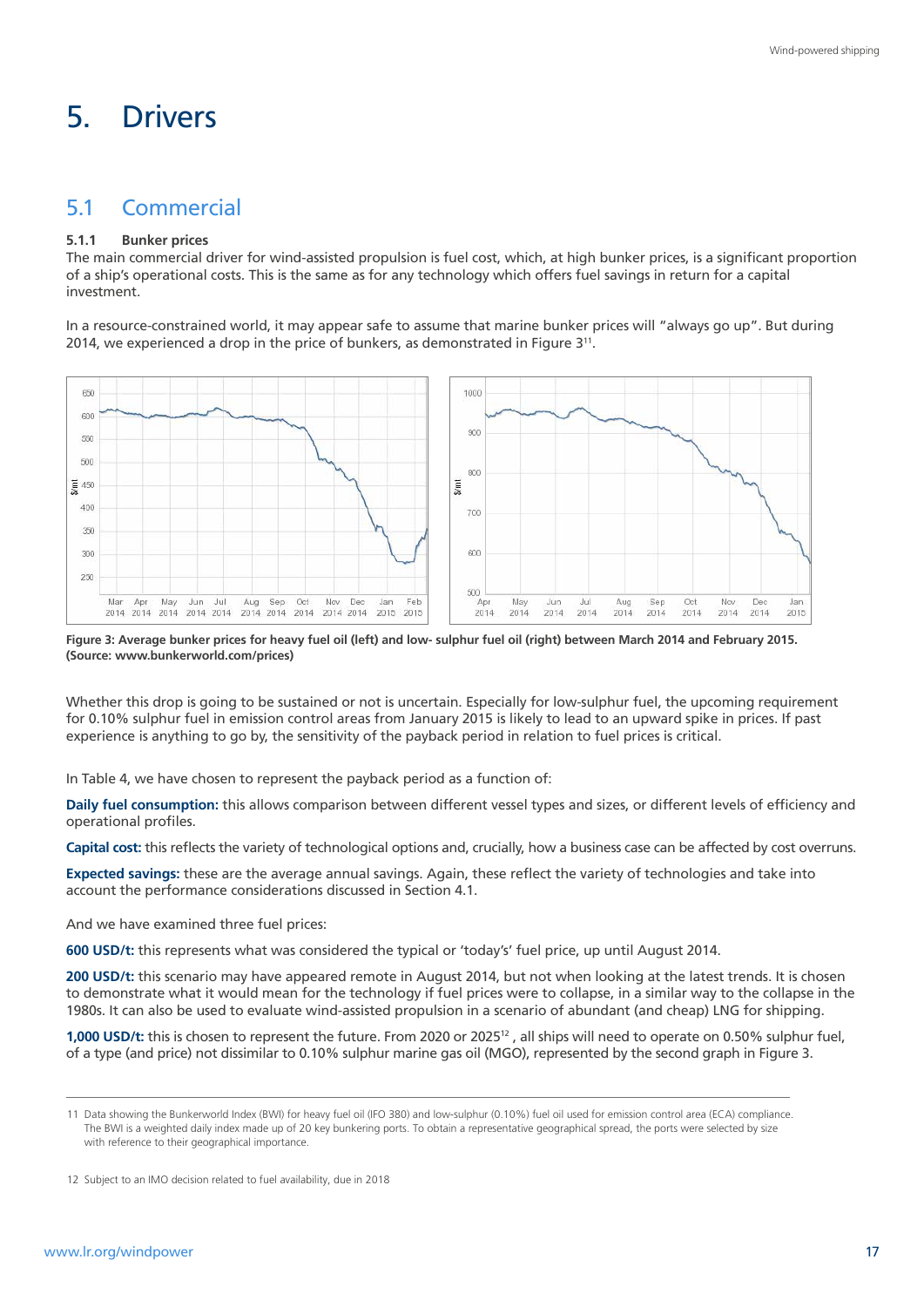# 5. Drivers

## 5.1 Commercial

### 5.1.1 Bunker prices

The main commercial driver for wind-assisted propulsion is fuel cost, which, at high bunker prices, is a significant proportion of a ship's operational costs. This is the same as for any technology which offers fuel savings in return for a capital investment.

In a resource-constrained world, it may appear safe to assume that marine bunker prices will "always go up". But during 2014, we experienced a drop in the price of bunkers, as demonstrated in Figure 3[11].

**Figure 3: Average bunker prices for heavy fuel oil (left) and low- sulphur fuel oil (right) between March 2014 and February 2015. (Source: www.bunkerworld.com/prices)**

Whether this drop is going to be sustained or not is uncertain. Especially for low-sulphur fuel, the upcoming requirement for 0.10% sulphur fuel in emission control areas from January 2015 is likely to lead to an upward spike in prices. If past experience is anything to go by, the sensitivity of the payback period in relation to fuel prices is critical.

In Table 4, we have chosen to represent the payback period as a function of:

**Daily fuel consumption:** this allows comparison between different vessel types and sizes, or different levels of efficiency and operational profiles.

**Capital cost:** this reflects the variety of technological options and, crucially, how a business case can be affected by cost overruns.

**Expected savings:** these are the average annual savings. Again, these reflect the variety of technologies and take into account the performance considerations discussed in Section 4.1.

And we have examined three fuel prices:

**600 USD/t:** this represents what was considered the typical or 'today's' fuel price, up until August 2014.

**200 USD/t:** this scenario may have appeared remote in August 2014, but not when looking at the latest trends. It is chosen to demonstrate what it would mean for the technology if fuel prices were to collapse, in a similar way to the collapse in the 1980s. It can also be used to evaluate wind-assisted propulsion in a scenario of abundant (and cheap) LNG for shipping.

**1,000 USD/t:** this is chosen to represent the future. From 2020 or 2025[12], all ships will need to operate on 0.50% sulphur fuel, of a type (and price) not dissimilar to 0.10% sulphur marine gas oil (MGO), represented by the second graph in Figure 3.

---

11 Data showing the Bunkerworld Index (BWI) for heavy fuel oil (IFO 380) and low-sulphur (0.10%) fuel oil used for emission control area (ECA) compliance. The BWI is a weighted daily index made up of 20 key bunkering ports. To obtain a representative geographical spread, the ports were selected by size with reference to their geographical importance.

12 Subject to an IMO decision related to fuel availability, due in 2018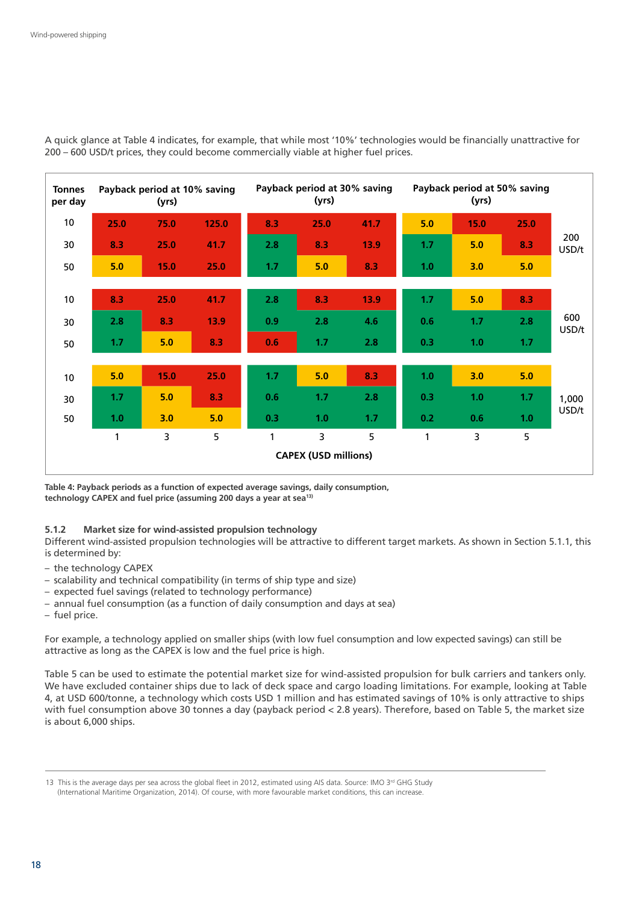A quick glance at Table 4 indicates, for example, that while most '10%' technologies would be financially unattractive for 200 – 600 USD/t prices, they could become commercially viable at higher fuel prices.

| Tonnes per day | Payback period at 10% saving (yrs) | | | Payback period at 30% saving (yrs) | | | Payback period at 50% saving (yrs) | | | |
|---|---|---|---|---|---|---|---|---|---|---|
| 10 | 25.0 | 75.0 | 125.0 | 8.3 | 25.0 | 41.7 | 5.0 | 15.0 | 25.0 | 200 USD/t |
| 30 | 8.3 | 25.0 | 41.7 | 2.8 | 8.3 | 13.9 | 1.7 | 5.0 | 8.3 | |
| 50 | 5.0 | 15.0 | 25.0 | 1.7 | 5.0 | 8.3 | 1.0 | 3.0 | 5.0 | |
| 10 | 8.3 | 25.0 | 41.7 | 2.8 | 8.3 | 13.9 | 1.7 | 5.0 | 8.3 | 600 USD/t |
| 30 | 2.8 | 8.3 | 13.9 | 0.9 | 2.8 | 4.6 | 0.6 | 1.7 | 2.8 | |
| 50 | 1.7 | 5.0 | 8.3 | 0.6 | 1.7 | 2.8 | 0.3 | 1.0 | 1.7 | |
| 10 | 5.0 | 15.0 | 25.0 | 1.7 | 5.0 | 8.3 | 1.0 | 3.0 | 5.0 | 1,000 USD/t |
| 30 | 1.7 | 5.0 | 8.3 | 0.6 | 1.7 | 2.8 | 0.3 | 1.0 | 1.7 | |
| 50 | 1.0 | 3.0 | 5.0 | 0.3 | 1.0 | 1.7 | 0.2 | 0.6 | 1.0 | |
| CAPEX (USD millions) | 1 | 3 | 5 | 1 | 3 | 5 | 1 | 3 | 5 | |

**Table 4: Payback periods as a function of expected average savings, daily consumption, technology CAPEX and fuel price (assuming 200 days a year at sea[13])**

### 5.1.2 Market size for wind-assisted propulsion technology

Different wind-assisted propulsion technologies will be attractive to different target markets. As shown in Section 5.1.1, this is determined by:

- the technology CAPEX
- scalability and technical compatibility (in terms of ship type and size)
- expected fuel savings (related to technology performance)
- annual fuel consumption (as a function of daily consumption and days at sea)
- fuel price.

For example, a technology applied on smaller ships (with low fuel consumption and low expected savings) can still be attractive as long as the CAPEX is low and the fuel price is high.

Table 5 can be used to estimate the potential market size for wind-assisted propulsion for bulk carriers and tankers only. We have excluded container ships due to lack of deck space and cargo loading limitations. For example, looking at Table 4, at USD 600/tonne, a technology which costs USD 1 million and has estimated savings of 10% is only attractive to ships with fuel consumption above 30 tonnes a day (payback period < 2.8 years). Therefore, based on Table 5, the market size is about 6,000 ships.

13 This is the average days per sea across the global fleet in 2012, estimated using AIS data. Source: IMO 3rd GHG Study (International Maritime Organization, 2014). Of course, with more favourable market conditions, this can increase.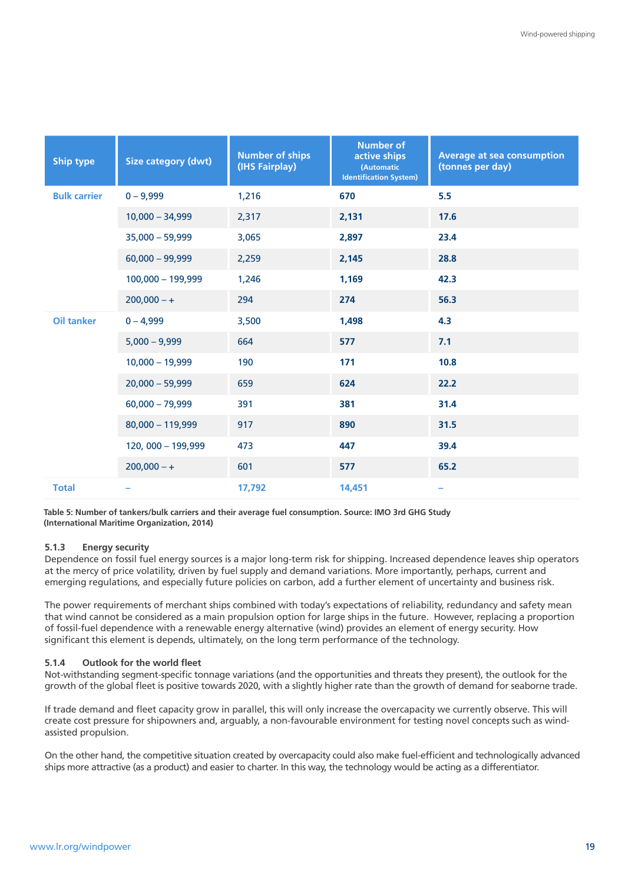| Ship type | Size category (dwt) | Number of ships (IHS Fairplay) | Number of active ships (Automatic Identification System) | Average at sea consumption (tonnes per day) |
|---|---|---|---|---|
| Bulk carrier | 0 – 9,999 | 1,216 | 670 | 5.5 |
| | 10,000 – 34,999 | 2,317 | 2,131 | 17.6 |
| | 35,000 – 59,999 | 3,065 | 2,897 | 23.4 |
| | 60,000 – 99,999 | 2,259 | 2,145 | 28.8 |
| | 100,000 – 199,999 | 1,246 | 1,169 | 42.3 |
| | 200,000 – + | 294 | 274 | 56.3 |
| Oil tanker | 0 – 4,999 | 3,500 | 1,498 | 4.3 |
| | 5,000 – 9,999 | 664 | 577 | 7.1 |
| | 10,000 – 19,999 | 190 | 171 | 10.8 |
| | 20,000 – 59,999 | 659 | 624 | 22.2 |
| | 60,000 – 79,999 | 391 | 381 | 31.4 |
| | 80,000 – 119,999 | 917 | 890 | 31.5 |
| | 120, 000 – 199,999 | 473 | 447 | 39.4 |
| | 200,000 – + | 601 | 577 | 65.2 |
| Total | – | 17,792 | 14,451 | – |

**Table 5: Number of tankers/bulk carriers and their average fuel consumption. Source: IMO 3rd GHG Study (International Maritime Organization, 2014)**

#### 5.1.3 Energy security

Dependence on fossil fuel energy sources is a major long-term risk for shipping. Increased dependence leaves ship operators at the mercy of price volatility, driven by fuel supply and demand variations. More importantly, perhaps, current and emerging regulations, and especially future policies on carbon, add a further element of uncertainty and business risk.

The power requirements of merchant ships combined with today's expectations of reliability, redundancy and safety mean that wind cannot be considered as a main propulsion option for large ships in the future. However, replacing a proportion of fossil-fuel dependence with a renewable energy alternative (wind) provides an element of energy security. How significant this element is depends, ultimately, on the long term performance of the technology.

#### 5.1.4 Outlook for the world fleet

Not-withstanding segment-specific tonnage variations (and the opportunities and threats they present), the outlook for the growth of the global fleet is positive towards 2020, with a slightly higher rate than the growth of demand for seaborne trade.

If trade demand and fleet capacity grow in parallel, this will only increase the overcapacity we currently observe. This will create cost pressure for shipowners and, arguably, a non-favourable environment for testing novel concepts such as wind-assisted propulsion.

On the other hand, the competitive situation created by overcapacity could also make fuel-efficient and technologically advanced ships more attractive (as a product) and easier to charter. In this way, the technology would be acting as a differentiator.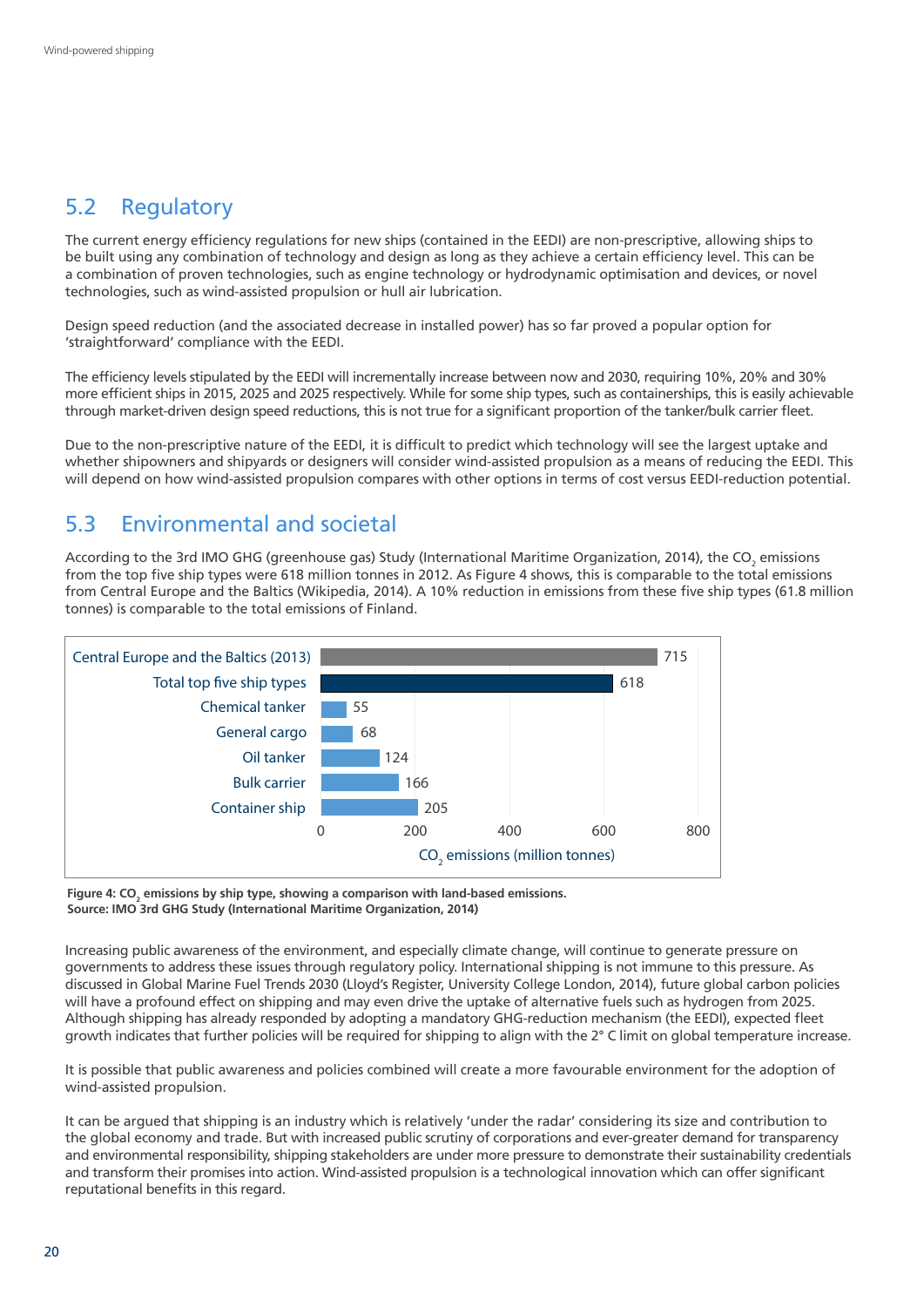## 5.2 Regulatory

The current energy efficiency regulations for new ships (contained in the EEDI) are non-prescriptive, allowing ships to be built using any combination of technology and design as long as they achieve a certain efficiency level. This can be a combination of proven technologies, such as engine technology or hydrodynamic optimisation and devices, or novel technologies, such as wind-assisted propulsion or hull air lubrication.

Design speed reduction (and the associated decrease in installed power) has so far proved a popular option for 'straightforward' compliance with the EEDI.

The efficiency levels stipulated by the EEDI will incrementally increase between now and 2030, requiring 10%, 20% and 30% more efficient ships in 2015, 2025 and 2025 respectively. While for some ship types, such as containerships, this is easily achievable through market-driven design speed reductions, this is not true for a significant proportion of the tanker/bulk carrier fleet.

Due to the non-prescriptive nature of the EEDI, it is difficult to predict which technology will see the largest uptake and whether shipowners and shipyards or designers will consider wind-assisted propulsion as a means of reducing the EEDI. This will depend on how wind-assisted propulsion compares with other options in terms of cost versus EEDI-reduction potential.

## 5.3 Environmental and societal

According to the 3rd IMO GHG (greenhouse gas) Study (International Maritime Organization, 2014), the $CO_2$ emissions from the top five ship types were 618 million tonnes in 2012. As Figure 4 shows, this is comparable to the total emissions from Central Europe and the Baltics (Wikipedia, 2014). A 10% reduction in emissions from these five ship types (61.8 million tonnes) is comparable to the total emissions of Finland.

| Category | $CO_2$ emissions (million tonnes) |
|---|---|
| Central Europe and the Baltics (2013) | 715 |
| Total top five ship types | 618 |
| Chemical tanker | 55 |
| General cargo | 68 |
| Oil tanker | 124 |
| Bulk carrier | 166 |
| Container ship | 205 |

**Figure 4: $CO_2$ emissions by ship type, showing a comparison with land-based emissions.**
**Source: IMO 3rd GHG Study (International Maritime Organization, 2014)**

Increasing public awareness of the environment, and especially climate change, will continue to generate pressure on governments to address these issues through regulatory policy. International shipping is not immune to this pressure. As discussed in Global Marine Fuel Trends 2030 (Lloyd's Register, University College London, 2014), future global carbon policies will have a profound effect on shipping and may even drive the uptake of alternative fuels such as hydrogen from 2025. Although shipping has already responded by adopting a mandatory GHG-reduction mechanism (the EEDI), expected fleet growth indicates that further policies will be required for shipping to align with the 2° C limit on global temperature increase.

It is possible that public awareness and policies combined will create a more favourable environment for the adoption of wind-assisted propulsion.

It can be argued that shipping is an industry which is relatively 'under the radar' considering its size and contribution to the global economy and trade. But with increased public scrutiny of corporations and ever-greater demand for transparency and environmental responsibility, shipping stakeholders are under more pressure to demonstrate their sustainability credentials and transform their promises into action. Wind-assisted propulsion is a technological innovation which can offer significant reputational benefits in this regard.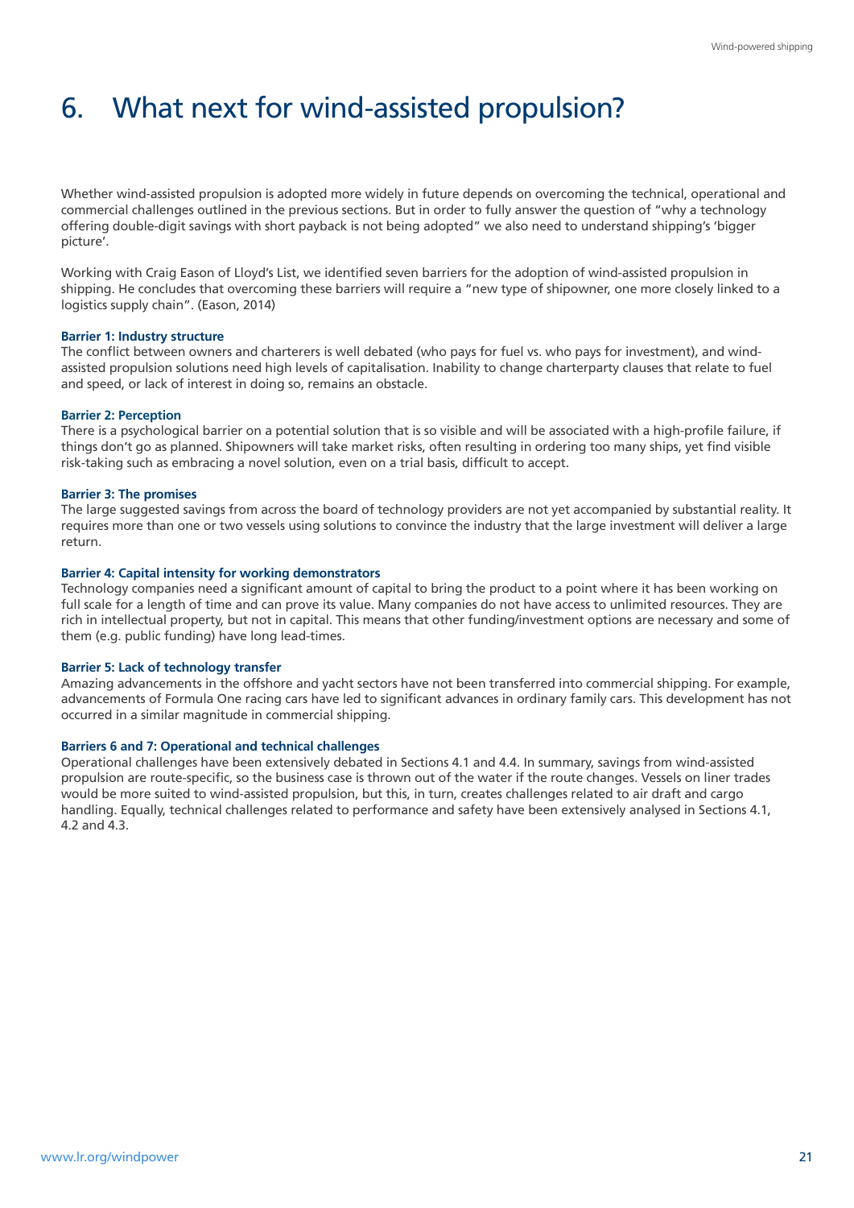# 6. What next for wind-assisted propulsion?

Whether wind-assisted propulsion is adopted more widely in future depends on overcoming the technical, operational and commercial challenges outlined in the previous sections. But in order to fully answer the question of "why a technology offering double-digit savings with short payback is not being adopted" we also need to understand shipping's 'bigger picture'.

Working with Craig Eason of Lloyd's List, we identified seven barriers for the adoption of wind-assisted propulsion in shipping. He concludes that overcoming these barriers will require a "new type of shipowner, one more closely linked to a logistics supply chain". (Eason, 2014)

**Barrier 1: Industry structure**

The conflict between owners and charterers is well debated (who pays for fuel vs. who pays for investment), and wind-assisted propulsion solutions need high levels of capitalisation. Inability to change charterparty clauses that relate to fuel and speed, or lack of interest in doing so, remains an obstacle.

**Barrier 2: Perception**

There is a psychological barrier on a potential solution that is so visible and will be associated with a high-profile failure, if things don't go as planned. Shipowners will take market risks, often resulting in ordering too many ships, yet find visible risk-taking such as embracing a novel solution, even on a trial basis, difficult to accept.

**Barrier 3: The promises**

The large suggested savings from across the board of technology providers are not yet accompanied by substantial reality. It requires more than one or two vessels using solutions to convince the industry that the large investment will deliver a large return.

**Barrier 4: Capital intensity for working demonstrators**

Technology companies need a significant amount of capital to bring the product to a point where it has been working on full scale for a length of time and can prove its value. Many companies do not have access to unlimited resources. They are rich in intellectual property, but not in capital. This means that other funding/investment options are necessary and some of them (e.g. public funding) have long lead-times.

**Barrier 5: Lack of technology transfer**

Amazing advancements in the offshore and yacht sectors have not been transferred into commercial shipping. For example, advancements of Formula One racing cars have led to significant advances in ordinary family cars. This development has not occurred in a similar magnitude in commercial shipping.

**Barriers 6 and 7: Operational and technical challenges**

Operational challenges have been extensively debated in Sections 4.1 and 4.4. In summary, savings from wind-assisted propulsion are route-specific, so the business case is thrown out of the water if the route changes. Vessels on liner trades would be more suited to wind-assisted propulsion, but this, in turn, creates challenges related to air draft and cargo handling. Equally, technical challenges related to performance and safety have been extensively analysed in Sections 4.1, 4.2 and 4.3.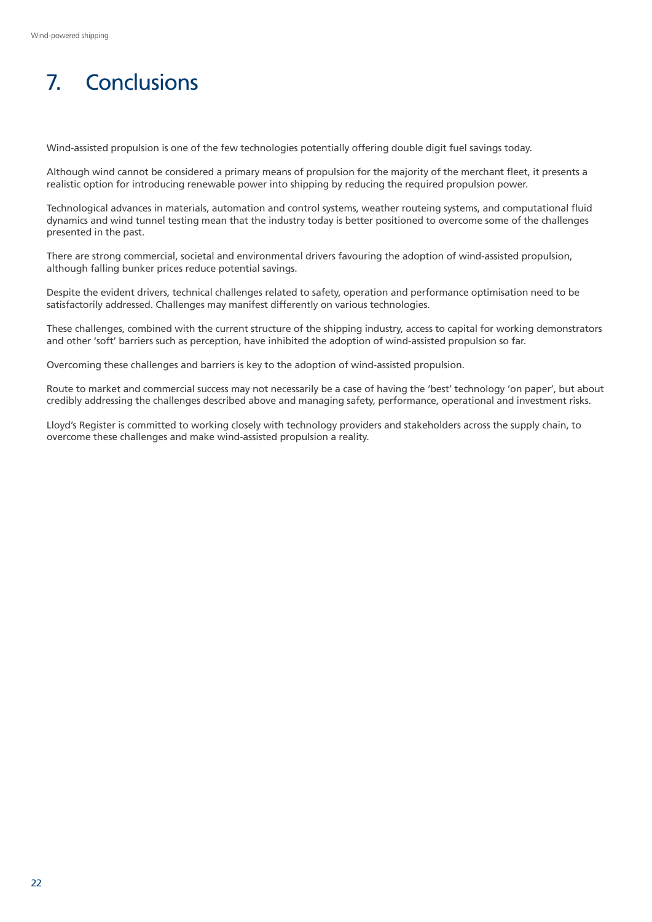# 7. Conclusions

Wind-assisted propulsion is one of the few technologies potentially offering double digit fuel savings today.

Although wind cannot be considered a primary means of propulsion for the majority of the merchant fleet, it presents a realistic option for introducing renewable power into shipping by reducing the required propulsion power.

Technological advances in materials, automation and control systems, weather routeing systems, and computational fluid dynamics and wind tunnel testing mean that the industry today is better positioned to overcome some of the challenges presented in the past.

There are strong commercial, societal and environmental drivers favouring the adoption of wind-assisted propulsion, although falling bunker prices reduce potential savings.

Despite the evident drivers, technical challenges related to safety, operation and performance optimisation need to be satisfactorily addressed. Challenges may manifest differently on various technologies.

These challenges, combined with the current structure of the shipping industry, access to capital for working demonstrators and other 'soft' barriers such as perception, have inhibited the adoption of wind-assisted propulsion so far.

Overcoming these challenges and barriers is key to the adoption of wind-assisted propulsion.

Route to market and commercial success may not necessarily be a case of having the 'best' technology 'on paper', but about credibly addressing the challenges described above and managing safety, performance, operational and investment risks.

Lloyd's Register is committed to working closely with technology providers and stakeholders across the supply chain, to overcome these challenges and make wind-assisted propulsion a reality.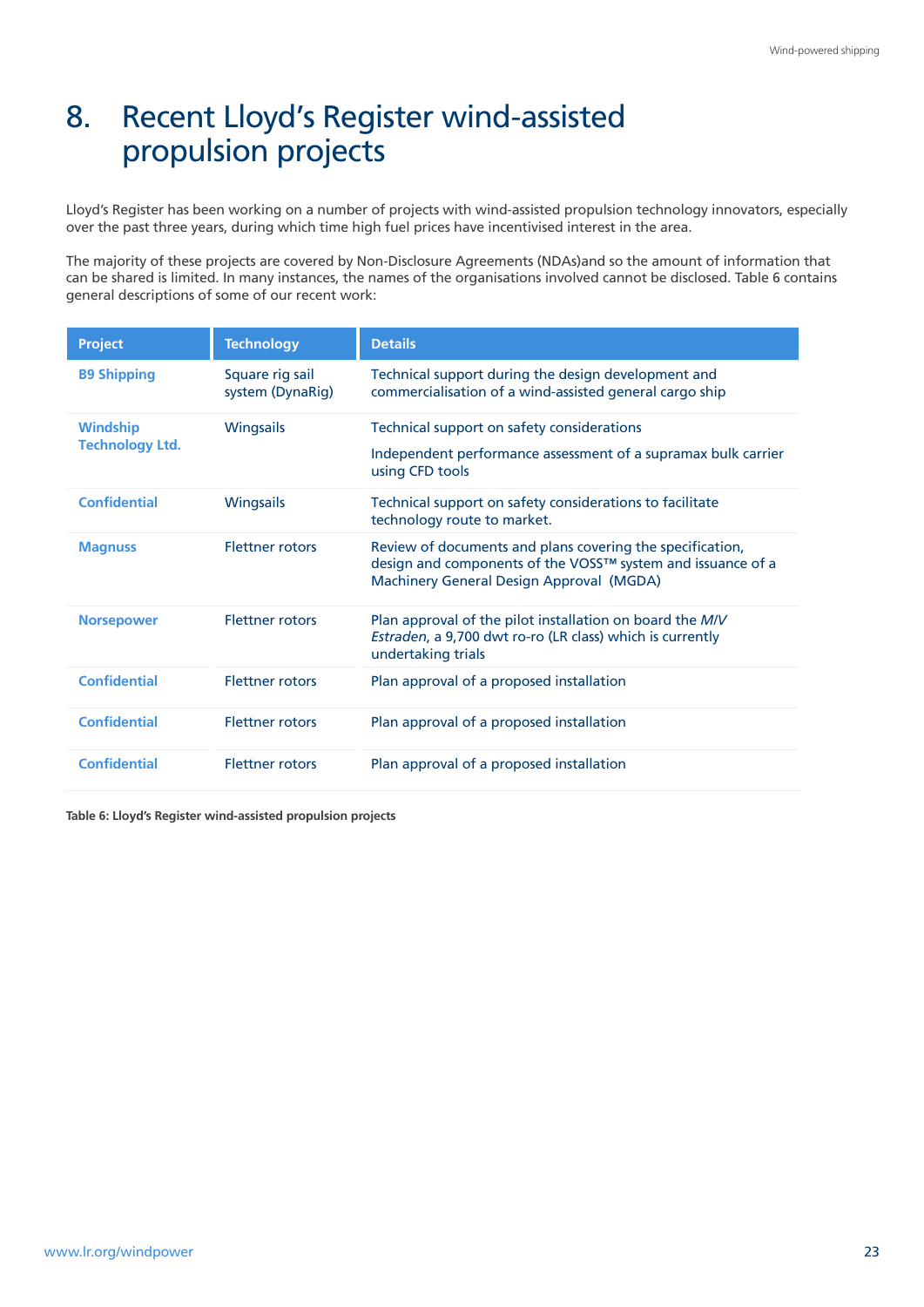# 8. Recent Lloyd's Register wind-assisted propulsion projects

Lloyd's Register has been working on a number of projects with wind-assisted propulsion technology innovators, especially over the past three years, during which time high fuel prices have incentivised interest in the area.

The majority of these projects are covered by Non-Disclosure Agreements (NDAs)and so the amount of information that can be shared is limited. In many instances, the names of the organisations involved cannot be disclosed. Table 6 contains general descriptions of some of our recent work:

| Project | Technology | Details |
|---|---|---|
| **B9 Shipping** | Square rig sail system (DynaRig) | Technical support during the design development and commercialisation of a wind-assisted general cargo ship |
| **Windship Technology Ltd.** | Wingsails | Technical support on safety considerations<br><br>Independent performance assessment of a supramax bulk carrier using CFD tools |
| **Confidential** | Wingsails | Technical support on safety considerations to facilitate technology route to market. |
| **Magnuss** | Flettner rotors | Review of documents and plans covering the specification, design and components of the VOSS™ system and issuance of a Machinery General Design Approval (MGDA) |
| **Norsepower** | Flettner rotors | Plan approval of the pilot installation on board the *M/V Estraden*, a 9,700 dwt ro-ro (LR class) which is currently undertaking trials |
| **Confidential** | Flettner rotors | Plan approval of a proposed installation |
| **Confidential** | Flettner rotors | Plan approval of a proposed installation |
| **Confidential** | Flettner rotors | Plan approval of a proposed installation |

**Table 6: Lloyd's Register wind-assisted propulsion projects**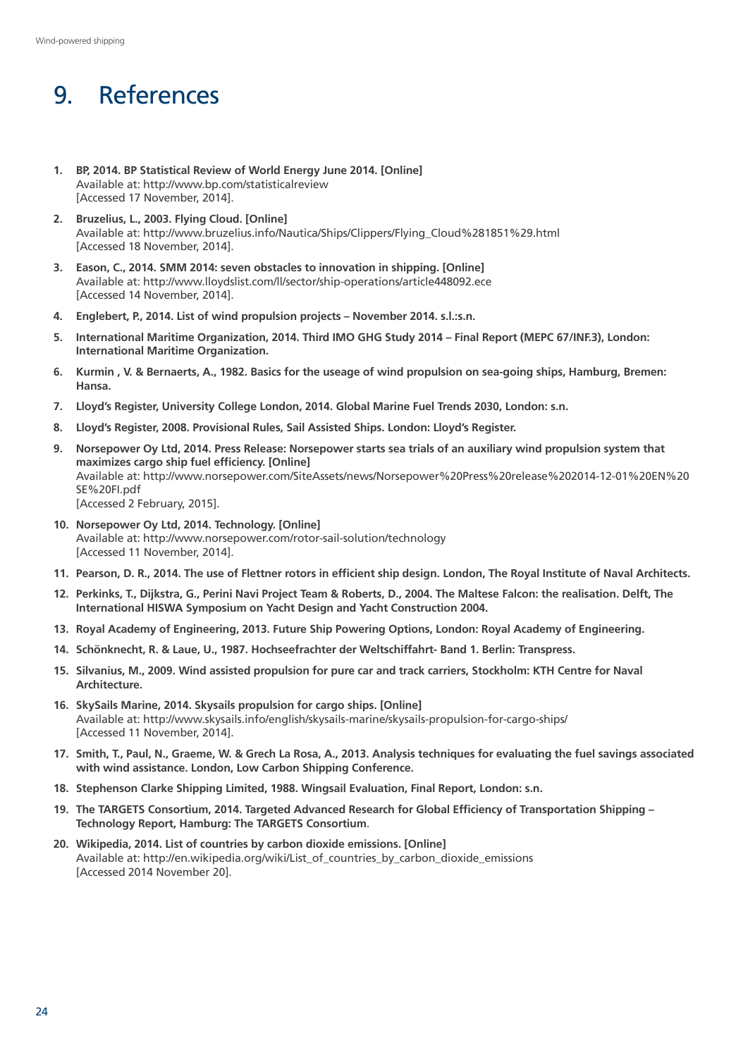# 9. References

1. **BP, 2014. BP Statistical Review of World Energy June 2014. [Online]**
   Available at: http://www.bp.com/statisticalreview
   [Accessed 17 November, 2014].

2. **Bruzelius, L., 2003. Flying Cloud. [Online]**
   Available at: http://www.bruzelius.info/Nautica/Ships/Clippers/Flying_Cloud%281851%29.html
   [Accessed 18 November, 2014].

3. **Eason, C., 2014. SMM 2014: seven obstacles to innovation in shipping. [Online]**
   Available at: http://www.lloydslist.com/ll/sector/ship-operations/article448092.ece
   [Accessed 14 November, 2014].

4. **Englebert, P., 2014. List of wind propulsion projects – November 2014. s.l.:s.n.**

5. **International Maritime Organization, 2014. Third IMO GHG Study 2014 – Final Report (MEPC 67/INF.3), London: International Maritime Organization.**

6. **Kurmin , V. & Bernaerts, A., 1982. Basics for the useage of wind propulsion on sea-going ships, Hamburg, Bremen: Hansa.**

7. **Lloyd's Register, University College London, 2014. Global Marine Fuel Trends 2030, London: s.n.**

8. **Lloyd's Register, 2008. Provisional Rules, Sail Assisted Ships. London: Lloyd's Register.**

9. **Norsepower Oy Ltd, 2014. Press Release: Norsepower starts sea trials of an auxiliary wind propulsion system that maximizes cargo ship fuel efficiency. [Online]**
   Available at: http://www.norsepower.com/SiteAssets/news/Norsepower%20Press%20release%202014-12-01%20EN%20SE%20FI.pdf
   [Accessed 2 February, 2015].

10. **Norsepower Oy Ltd, 2014. Technology. [Online]**
    Available at: http://norsepower.com/rotor-sail-solution/technology
    [Accessed 11 November, 2014].

11. **Pearson, D. R., 2014. The use of Flettner rotors in efficient ship design. London, The Royal Institute of Naval Architects.**

12. **Perkinks, T., Dijkstra, G., Perini Navi Project Team & Roberts, D., 2004. The Maltese Falcon: the realisation. Delft, The International HISWA Symposium on Yacht Design and Yacht Construction 2004.**

13. **Royal Academy of Engineering, 2013. Future Ship Powering Options, London: Royal Academy of Engineering.**

14. **Schönknecht, R. & Laue, U., 1987. Hochseefrachter der Weltschiffahrt- Band 1. Berlin: Transpress.**

15. **Silvanius, M., 2009. Wind assisted propulsion for pure car and track carriers, Stockholm: KTH Centre for Naval Architecture.**

16. **SkySails Marine, 2014. Skysails propulsion for cargo ships. [Online]**
    Available at: http://www.skysails.info/english/skysails-marine/skysails-propulsion-for-cargo-ships/
    [Accessed 11 November, 2014].

17. **Smith, T., Paul, N., Graeme, W. & Grech La Rosa, A., 2013. Analysis techniques for evaluating the fuel savings associated with wind assistance. London, Low Carbon Shipping Conference.**

18. **Stephenson Clarke Shipping Limited, 1988. Wingsail Evaluation, Final Report, London: s.n.**

19. **The TARGETS Consortium, 2014. Targeted Advanced Research for Global Efficiency of Transportation Shipping – Technology Report, Hamburg: The TARGETS Consortium.**

20. **Wikipedia, 2014. List of countries by carbon dioxide emissions. [Online]**
    Available at: http://en.wikipedia.org/wiki/List_of_countries_by_carbon_dioxide_emissions
    [Accessed 2014 November 20].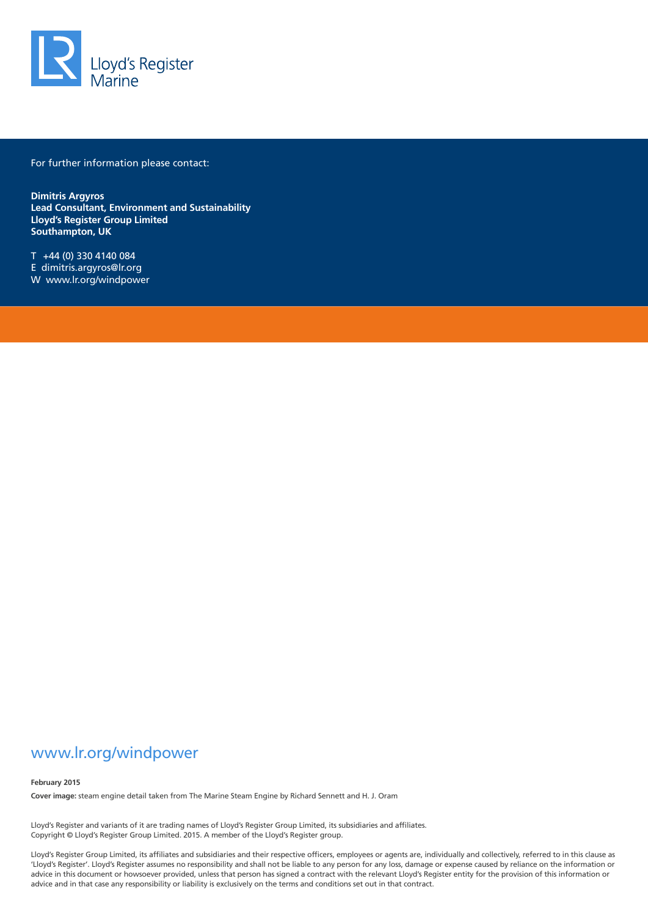Lloyd's Register
Marine

For further information please contact:

**Dimitris Argyros**
**Lead Consultant, Environment and Sustainability**
**Lloyd's Register Group Limited**
**Southampton, UK**

T +44 (0) 330 4140 084
E dimitris.argyros@lr.org
W www.lr.org/windpower

## www.lr.org/windpower

**February 2015**

**Cover image:** steam engine detail taken from The Marine Steam Engine by Richard Sennett and H. J. Oram

Lloyd's Register and variants of it are trading names of Lloyd's Register Group Limited, its subsidiaries and affiliates.
Copyright © Lloyd's Register Group Limited. 2015. A member of the Lloyd's Register group.

Lloyd's Register Group Limited, its affiliates and subsidiaries and their respective officers, employees or agents are, individually and collectively, referred to in this clause as 'Lloyd's Register'. Lloyd's Register assumes no responsibility and shall not be liable to any person for any loss, damage or expense caused by reliance on the information or advice in this document or howsoever provided, unless that person has signed a contract with the relevant Lloyd's Register entity for the provision of this information or advice and in that case any responsibility or liability is exclusively on the terms and conditions set out in that contract.